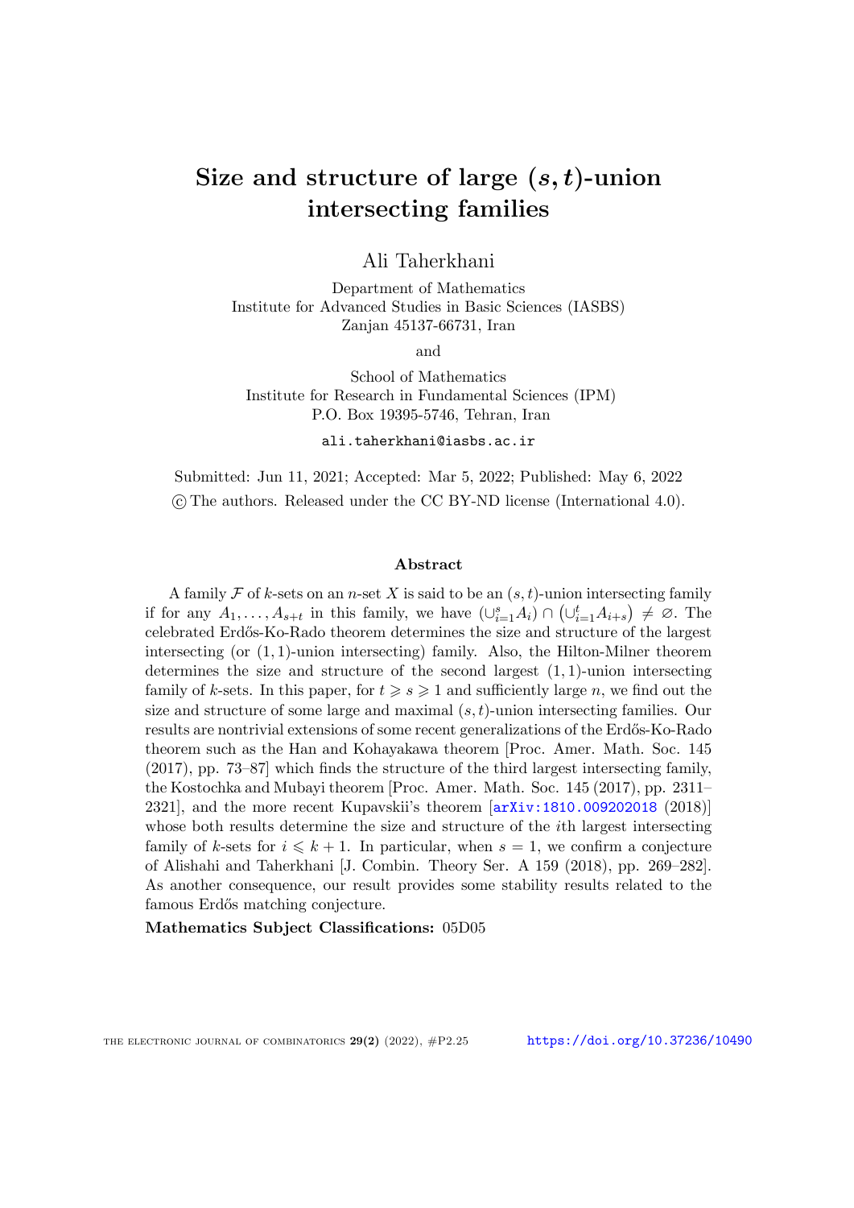# Size and structure of large $(s, t)$-union intersecting families

Ali Taherkhani

Department of Mathematics
Institute for Advanced Studies in Basic Sciences (IASBS)
Zanjan 45137-66731, Iran

and

School of Mathematics
Institute for Research in Fundamental Sciences (IPM)
P.O. Box 19395-5746, Tehran, Iran

ali.taherkhani@iasbs.ac.ir

Submitted: Jun 11, 2021; Accepted: Mar 5, 2022; Published: May 6, 2022
© The authors. Released under the CC BY-ND license (International 4.0).

## Abstract

A family $\mathcal{F}$ of $k$-sets on an $n$-set $X$ is said to be an $(s, t)$-union intersecting family if for any $A_1, \ldots, A_{s+t}$ in this family, we have $(\cup_{i=1}^{s} A_i) \cap \left(\cup_{i=1}^{t} A_{i+s}\right) \neq \varnothing$. The celebrated Erdős-Ko-Rado theorem determines the size and structure of the largest intersecting (or $(1, 1)$-union intersecting) family. Also, the Hilton-Milner theorem determines the size and structure of the second largest $(1, 1)$-union intersecting family of $k$-sets. In this paper, for $t \geqslant s \geqslant 1$ and sufficiently large $n$, we find out the size and structure of some large and maximal $(s, t)$-union intersecting families. Our results are nontrivial extensions of some recent generalizations of the Erdős-Ko-Rado theorem such as the Han and Kohayakawa theorem [Proc. Amer. Math. Soc. 145 (2017), pp. 73–87] which finds the structure of the third largest intersecting family, the Kostochka and Mubayi theorem [Proc. Amer. Math. Soc. 145 (2017), pp. 2311–2321], and the more recent Kupavskii's theorem [arXiv:1810.009202018 (2018)] whose both results determine the size and structure of the $i$th largest intersecting family of $k$-sets for $i \leqslant k + 1$. In particular, when $s = 1$, we confirm a conjecture of Alishahi and Taherkhani [J. Combin. Theory Ser. A 159 (2018), pp. 269–282]. As another consequence, our result provides some stability results related to the famous Erdős matching conjecture.

**Mathematics Subject Classifications:** 05D05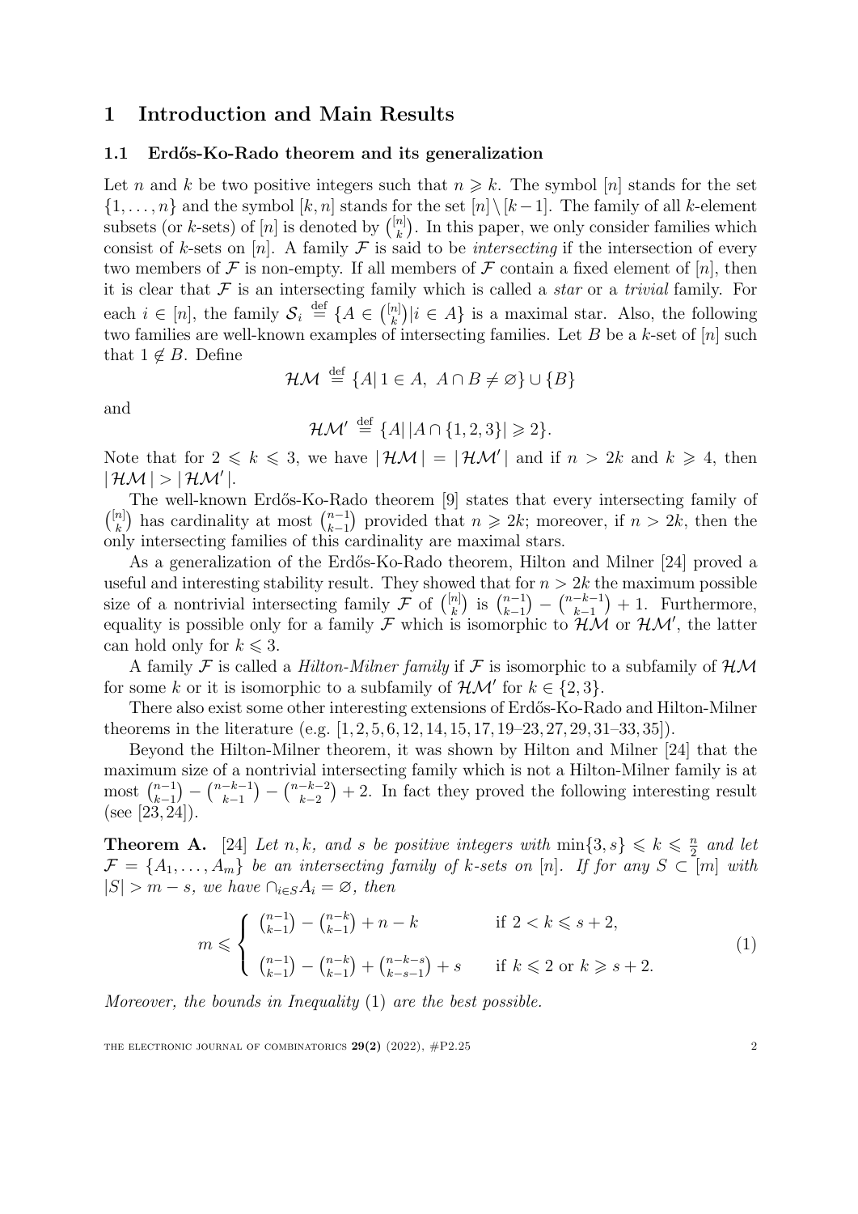# 1 Introduction and Main Results

## 1.1 Erdős-Ko-Rado theorem and its generalization

Let $n$ and $k$ be two positive integers such that $n \geqslant k$. The symbol $[n]$ stands for the set $\{1, \ldots, n\}$ and the symbol $[k, n]$ stands for the set $[n] \setminus [k-1]$. The family of all $k$-element subsets (or $k$-sets) of $[n]$ is denoted by $\binom{[n]}{k}$. In this paper, we only consider families which consist of $k$-sets on $[n]$. A family $\mathcal{F}$ is said to be *intersecting* if the intersection of every two members of $\mathcal{F}$ is non-empty. If all members of $\mathcal{F}$ contain a fixed element of $[n]$, then it is clear that $\mathcal{F}$ is an intersecting family which is called a *star* or a *trivial* family. For each $i \in [n]$, the family $\mathcal{S}_i \stackrel{\text{def}}{=} \{A \in \binom{[n]}{k} | i \in A\}$ is a maximal star. Also, the following two families are well-known examples of intersecting families. Let $B$ be a $k$-set of $[n]$ such that $1 \notin B$. Define

$$\mathcal{HM} \stackrel{\text{def}}{=} \{A | \, 1 \in A, \; A \cap B \neq \varnothing\} \cup \{B\}$$

and

$$\mathcal{HM}' \stackrel{\text{def}}{=} \{A | \, |A \cap \{1, 2, 3\}| \geqslant 2\}.$$

Note that for $2 \leqslant k \leqslant 3$, we have $|\mathcal{HM}| = |\mathcal{HM}'|$ and if $n > 2k$ and $k \geqslant 4$, then $|\mathcal{HM}| > |\mathcal{HM}'|$.

The well-known Erdős-Ko-Rado theorem [9] states that every intersecting family of $\binom{[n]}{k}$ has cardinality at most $\binom{n-1}{k-1}$ provided that $n \geqslant 2k$; moreover, if $n > 2k$, then the only intersecting families of this cardinality are maximal stars.

As a generalization of the Erdős-Ko-Rado theorem, Hilton and Milner [24] proved a useful and interesting stability result. They showed that for $n > 2k$ the maximum possible size of a nontrivial intersecting family $\mathcal{F}$ of $\binom{[n]}{k}$ is $\binom{n-1}{k-1} - \binom{n-k-1}{k-1} + 1$. Furthermore, equality is possible only for a family $\mathcal{F}$ which is isomorphic to $\mathcal{HM}$ or $\mathcal{HM}'$, the latter can hold only for $k \leqslant 3$.

A family $\mathcal{F}$ is called a *Hilton-Milner family* if $\mathcal{F}$ is isomorphic to a subfamily of $\mathcal{HM}$ for some $k$ or it is isomorphic to a subfamily of $\mathcal{HM}'$ for $k \in \{2, 3\}$.

There also exist some other interesting extensions of Erdős-Ko-Rado and Hilton-Milner theorems in the literature (e.g. [1, 2, 5, 6, 12, 14, 15, 17, 19–23, 27, 29, 31–33, 35]).

Beyond the Hilton-Milner theorem, it was shown by Hilton and Milner [24] that the maximum size of a nontrivial intersecting family which is not a Hilton-Milner family is at most $\binom{n-1}{k-1} - \binom{n-k-1}{k-1} - \binom{n-k-2}{k-2} + 2$. In fact they proved the following interesting result (see [23, 24]).

**Theorem A.** [24] *Let $n, k$, and $s$ be positive integers with $\min\{3, s\} \leqslant k \leqslant \frac{n}{2}$ and let $\mathcal{F} = \{A_1, \ldots, A_m\}$ be an intersecting family of $k$-sets on $[n]$. If for any $S \subset [m]$ with $|S| > m - s$, we have $\cap_{i \in S} A_i = \varnothing$, then*

$$m \leqslant \begin{cases} \binom{n-1}{k-1} - \binom{n-k}{k-1} + n - k & \text{if } 2 < k \leqslant s + 2, \\[2mm] \binom{n-1}{k-1} - \binom{n-k}{k-1} + \binom{n-k-s}{k-s-1} + s & \text{if } k \leqslant 2 \text{ or } k \geqslant s + 2. \end{cases} \tag{1}$$

*Moreover, the bounds in Inequality* (1) *are the best possible.*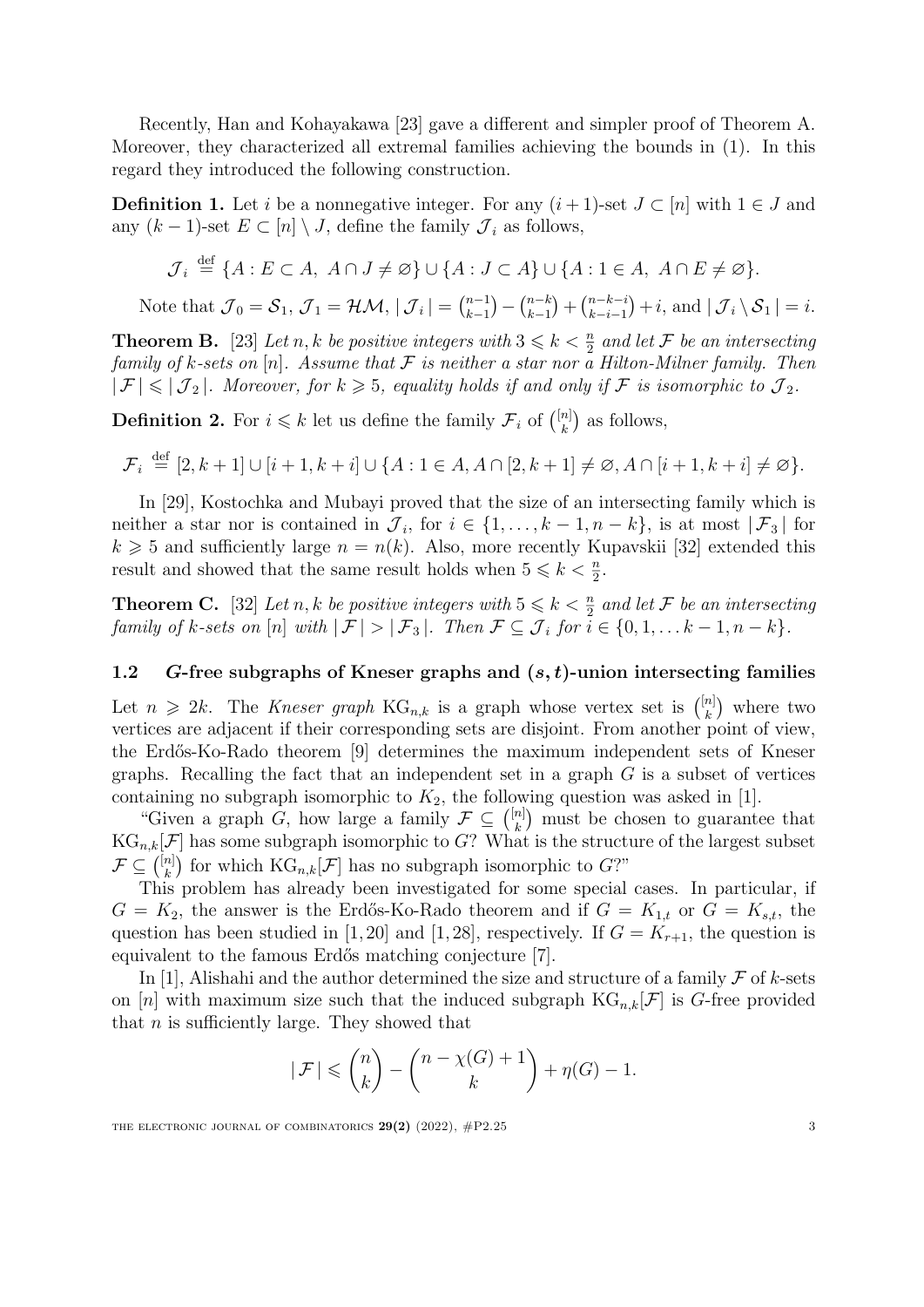Recently, Han and Kohayakawa [23] gave a different and simpler proof of Theorem A. Moreover, they characterized all extremal families achieving the bounds in (1). In this regard they introduced the following construction.

**Definition 1.** Let $i$ be a nonnegative integer. For any $(i+1)$-set $J \subset [n]$ with $1 \in J$ and any $(k-1)$-set $E \subset [n] \setminus J$, define the family $\mathcal{J}_i$ as follows,

$$\mathcal{J}_i \stackrel{\text{def}}{=} \{A : E \subset A,\ A \cap J \neq \varnothing\} \cup \{A : J \subset A\} \cup \{A : 1 \in A,\ A \cap E \neq \varnothing\}.$$

Note that $\mathcal{J}_0 = \mathcal{S}_1$, $\mathcal{J}_1 = \mathcal{HM}$, $|\mathcal{J}_i| = \binom{n-1}{k-1} - \binom{n-k}{k-1} + \binom{n-k-i}{k-i-1} + i$, and $|\mathcal{J}_i \setminus \mathcal{S}_1| = i$.

**Theorem B.** [23] *Let $n, k$ be positive integers with $3 \leqslant k < \frac{n}{2}$ and let $\mathcal{F}$ be an intersecting family of $k$-sets on $[n]$. Assume that $\mathcal{F}$ is neither a star nor a Hilton-Milner family. Then $|\mathcal{F}| \leqslant |\mathcal{J}_2|$. Moreover, for $k \geqslant 5$, equality holds if and only if $\mathcal{F}$ is isomorphic to $\mathcal{J}_2$.*

**Definition 2.** For $i \leqslant k$ let us define the family $\mathcal{F}_i$ of $\binom{[n]}{k}$ as follows,

$$\mathcal{F}_i \stackrel{\text{def}}{=} [2, k+1] \cup [i+1, k+i] \cup \{A : 1 \in A, A \cap [2, k+1] \neq \varnothing, A \cap [i+1, k+i] \neq \varnothing\}.$$

In [29], Kostochka and Mubayi proved that the size of an intersecting family which is neither a star nor is contained in $\mathcal{J}_i$, for $i \in \{1, \ldots, k-1, n-k\}$, is at most $|\mathcal{F}_3|$ for $k \geqslant 5$ and sufficiently large $n = n(k)$. Also, more recently Kupavskii [32] extended this result and showed that the same result holds when $5 \leqslant k < \frac{n}{2}$.

**Theorem C.** [32] *Let $n, k$ be positive integers with $5 \leqslant k < \frac{n}{2}$ and let $\mathcal{F}$ be an intersecting family of $k$-sets on $[n]$ with $|\mathcal{F}| > |\mathcal{F}_3|$. Then $\mathcal{F} \subseteq \mathcal{J}_i$ for $i \in \{0, 1, \ldots k-1, n-k\}$.*

### 1.2 $G$-free subgraphs of Kneser graphs and $(s,t)$-union intersecting families

Let $n \geqslant 2k$. The *Kneser graph* $\mathrm{KG}_{n,k}$ is a graph whose vertex set is $\binom{[n]}{k}$ where two vertices are adjacent if their corresponding sets are disjoint. From another point of view, the Erdős-Ko-Rado theorem [9] determines the maximum independent sets of Kneser graphs. Recalling the fact that an independent set in a graph $G$ is a subset of vertices containing no subgraph isomorphic to $K_2$, the following question was asked in [1].

"Given a graph $G$, how large a family $\mathcal{F} \subseteq \binom{[n]}{k}$ must be chosen to guarantee that $\mathrm{KG}_{n,k}[\mathcal{F}]$ has some subgraph isomorphic to $G$? What is the structure of the largest subset $\mathcal{F} \subseteq \binom{[n]}{k}$ for which $\mathrm{KG}_{n,k}[\mathcal{F}]$ has no subgraph isomorphic to $G$?"

This problem has already been investigated for some special cases. In particular, if $G = K_2$, the answer is the Erdős-Ko-Rado theorem and if $G = K_{1,t}$ or $G = K_{s,t}$, the question has been studied in [1, 20] and [1, 28], respectively. If $G = K_{r+1}$, the question is equivalent to the famous Erdős matching conjecture [7].

In [1], Alishahi and the author determined the size and structure of a family $\mathcal{F}$ of $k$-sets on $[n]$ with maximum size such that the induced subgraph $\mathrm{KG}_{n,k}[\mathcal{F}]$ is $G$-free provided that $n$ is sufficiently large. They showed that

$$|\mathcal{F}| \leqslant \binom{n}{k} - \binom{n - \chi(G) + 1}{k} + \eta(G) - 1.$$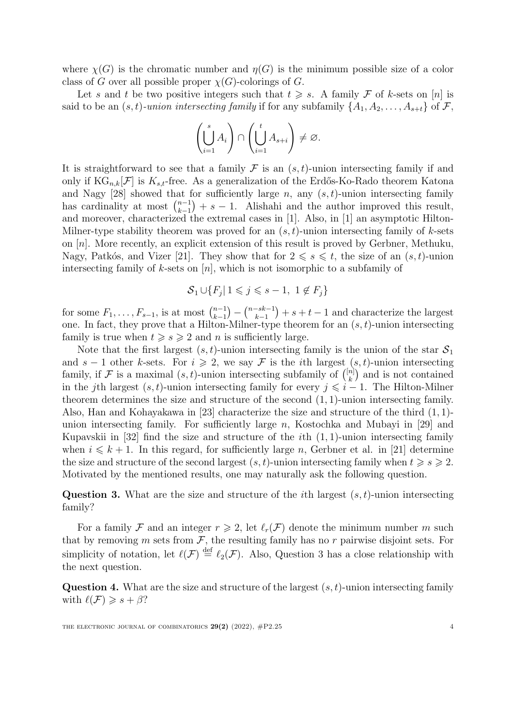where $\chi(G)$ is the chromatic number and $\eta(G)$ is the minimum possible size of a color class of $G$ over all possible proper $\chi(G)$-colorings of $G$.

Let $s$ and $t$ be two positive integers such that $t \geqslant s$. A family $\mathcal{F}$ of $k$-sets on $[n]$ is said to be an $(s,t)$*-union intersecting family* if for any subfamily $\{A_1, A_2, \ldots, A_{s+t}\}$ of $\mathcal{F}$,

$$\left(\bigcup_{i=1}^{s} A_i\right) \cap \left(\bigcup_{i=1}^{t} A_{s+i}\right) \neq \varnothing.$$

It is straightforward to see that a family $\mathcal{F}$ is an $(s,t)$-union intersecting family if and only if $\mathrm{KG}_{n,k}[\mathcal{F}]$ is $K_{s,t}$-free. As a generalization of the Erdős-Ko-Rado theorem Katona and Nagy [28] showed that for sufficiently large $n$, any $(s,t)$-union intersecting family has cardinality at most $\binom{n-1}{k-1} + s - 1$. Alishahi and the author improved this result, and moreover, characterized the extremal cases in [1]. Also, in [1] an asymptotic Hilton-Milner-type stability theorem was proved for an $(s,t)$-union intersecting family of $k$-sets on $[n]$. More recently, an explicit extension of this result is proved by Gerbner, Methuku, Nagy, Patkós, and Vizer [21]. They show that for $2 \leqslant s \leqslant t$, the size of an $(s,t)$-union intersecting family of $k$-sets on $[n]$, which is not isomorphic to a subfamily of

$$\mathcal{S}_1 \cup \{F_j |\, 1 \leqslant j \leqslant s-1,\ 1 \notin F_j\}$$

for some $F_1, \ldots, F_{s-1}$, is at most $\binom{n-1}{k-1} - \binom{n-sk-1}{k-1} + s + t - 1$ and characterize the largest one. In fact, they prove that a Hilton-Milner-type theorem for an $(s,t)$-union intersecting family is true when $t \geqslant s \geqslant 2$ and $n$ is sufficiently large.

Note that the first largest $(s,t)$-union intersecting family is the union of the star $\mathcal{S}_1$ and $s-1$ other $k$-sets. For $i \geqslant 2$, we say $\mathcal{F}$ is the $i$th largest $(s,t)$-union intersecting family, if $\mathcal{F}$ is a maximal $(s,t)$-union intersecting subfamily of $\binom{[n]}{k}$ and is not contained in the $j$th largest $(s,t)$-union intersecting family for every $j \leqslant i-1$. The Hilton-Milner theorem determines the size and structure of the second $(1,1)$-union intersecting family. Also, Han and Kohayakawa in [23] characterize the size and structure of the third $(1,1)$-union intersecting family. For sufficiently large $n$, Kostochka and Mubayi in [29] and Kupavskii in [32] find the size and structure of the $i$th $(1,1)$-union intersecting family when $i \leqslant k+1$. In this regard, for sufficiently large $n$, Gerbner et al. in [21] determine the size and structure of the second largest $(s,t)$-union intersecting family when $t \geqslant s \geqslant 2$. Motivated by the mentioned results, one may naturally ask the following question.

**Question 3.** What are the size and structure of the $i$th largest $(s,t)$-union intersecting family?

For a family $\mathcal{F}$ and an integer $r \geqslant 2$, let $\ell_r(\mathcal{F})$ denote the minimum number $m$ such that by removing $m$ sets from $\mathcal{F}$, the resulting family has no $r$ pairwise disjoint sets. For simplicity of notation, let $\ell(\mathcal{F}) \stackrel{\text{def}}{=} \ell_2(\mathcal{F})$. Also, Question 3 has a close relationship with the next question.

**Question 4.** What are the size and structure of the largest $(s,t)$-union intersecting family with $\ell(\mathcal{F}) \geqslant s + \beta$?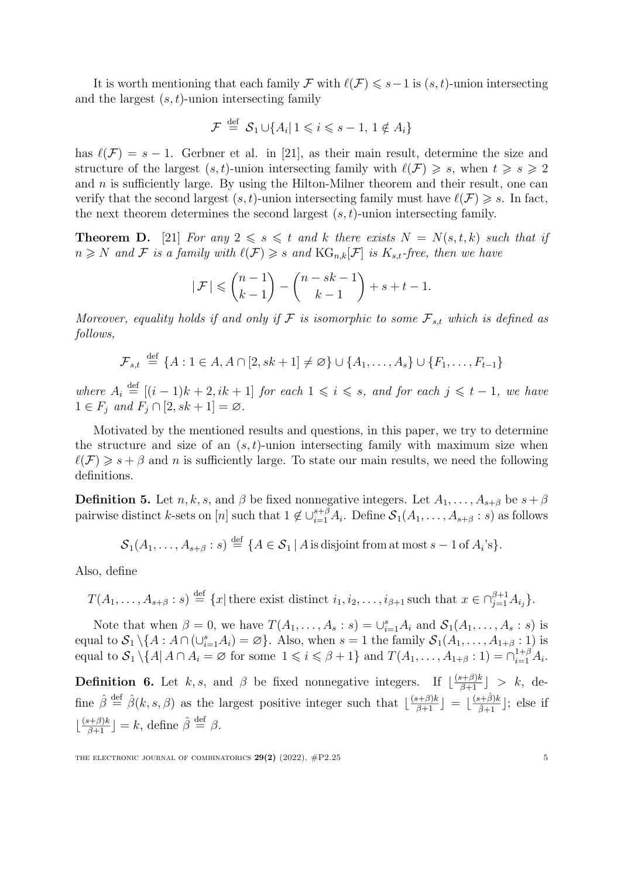It is worth mentioning that each family $\mathcal{F}$ with $\ell(\mathcal{F}) \leqslant s-1$ is $(s,t)$-union intersecting and the largest $(s,t)$-union intersecting family

$$\mathcal{F} \stackrel{\text{def}}{=} \mathcal{S}_1 \cup \{A_i |\, 1 \leqslant i \leqslant s-1,\, 1 \notin A_i\}$$

has $\ell(\mathcal{F}) = s-1$. Gerbner et al. in [21], as their main result, determine the size and structure of the largest $(s,t)$-union intersecting family with $\ell(\mathcal{F}) \geqslant s$, when $t \geqslant s \geqslant 2$ and $n$ is sufficiently large. By using the Hilton-Milner theorem and their result, one can verify that the second largest $(s,t)$-union intersecting family must have $\ell(\mathcal{F}) \geqslant s$. In fact, the next theorem determines the second largest $(s,t)$-union intersecting family.

**Theorem D.** [21] *For any $2 \leqslant s \leqslant t$ and $k$ there exists $N = N(s,t,k)$ such that if $n \geqslant N$ and $\mathcal{F}$ is a family with $\ell(\mathcal{F}) \geqslant s$ and $\mathrm{KG}_{n,k}[\mathcal{F}]$ is $K_{s,t}$-free, then we have*

$$|\,\mathcal{F}\,| \leqslant \binom{n-1}{k-1} - \binom{n-sk-1}{k-1} + s + t - 1.$$

*Moreover, equality holds if and only if $\mathcal{F}$ is isomorphic to some $\mathcal{F}_{s,t}$ which is defined as follows,*

$$\mathcal{F}_{s,t} \stackrel{\text{def}}{=} \{A : 1 \in A, A \cap [2, sk+1] \neq \varnothing\} \cup \{A_1, \ldots, A_s\} \cup \{F_1, \ldots, F_{t-1}\}$$

*where $A_i \stackrel{\text{def}}{=} [(i-1)k+2, ik+1]$ for each $1 \leqslant i \leqslant s$, and for each $j \leqslant t-1$, we have $1 \in F_j$ and $F_j \cap [2, sk+1] = \varnothing$.*

Motivated by the mentioned results and questions, in this paper, we try to determine the structure and size of an $(s,t)$-union intersecting family with maximum size when $\ell(\mathcal{F}) \geqslant s + \beta$ and $n$ is sufficiently large. To state our main results, we need the following definitions.

**Definition 5.** Let $n, k, s$, and $\beta$ be fixed nonnegative integers. Let $A_1, \ldots, A_{s+\beta}$ be $s+\beta$ pairwise distinct $k$-sets on $[n]$ such that $1 \notin \cup_{i=1}^{s+\beta} A_i$. Define $\mathcal{S}_1(A_1, \ldots, A_{s+\beta} : s)$ as follows

$$\mathcal{S}_1(A_1, \ldots, A_{s+\beta} : s) \stackrel{\text{def}}{=} \{A \in \mathcal{S}_1 \,|\, A \,\text{is disjoint from at most}\, s-1 \,\text{of}\, A_i\text{'s}\}.$$

Also, define

$$T(A_1, \ldots, A_{s+\beta} : s) \stackrel{\text{def}}{=} \{x |\, \text{there exist distinct}\, i_1, i_2, \ldots, i_{\beta+1} \,\text{such that}\, x \in \cap_{j=1}^{\beta+1} A_{i_j}\}.$$

Note that when $\beta = 0$, we have $T(A_1, \ldots, A_s : s) = \cup_{i=1}^{s} A_i$ and $\mathcal{S}_1(A_1, \ldots, A_s : s)$ is equal to $\mathcal{S}_1 \setminus \{A : A \cap (\cup_{i=1}^{s} A_i) = \varnothing\}$. Also, when $s = 1$ the family $\mathcal{S}_1(A_1, \ldots, A_{1+\beta} : 1)$ is equal to $\mathcal{S}_1 \setminus \{A |\, A \cap A_i = \varnothing \text{ for some } 1 \leqslant i \leqslant \beta+1\}$ and $T(A_1, \ldots, A_{1+\beta} : 1) = \cap_{i=1}^{1+\beta} A_i$.

**Definition 6.** Let $k, s$, and $\beta$ be fixed nonnegative integers. If $\lfloor \frac{(s+\beta)k}{\beta+1} \rfloor > k$, define $\hat{\beta} \stackrel{\text{def}}{=} \hat{\beta}(k, s, \beta)$ as the largest positive integer such that $\lfloor \frac{(s+\beta)k}{\beta+1} \rfloor = \lfloor \frac{(s+\hat{\beta})k}{\hat{\beta}+1} \rfloor$; else if $\lfloor \frac{(s+\beta)k}{\beta+1} \rfloor = k$, define $\hat{\beta} \stackrel{\text{def}}{=} \beta$.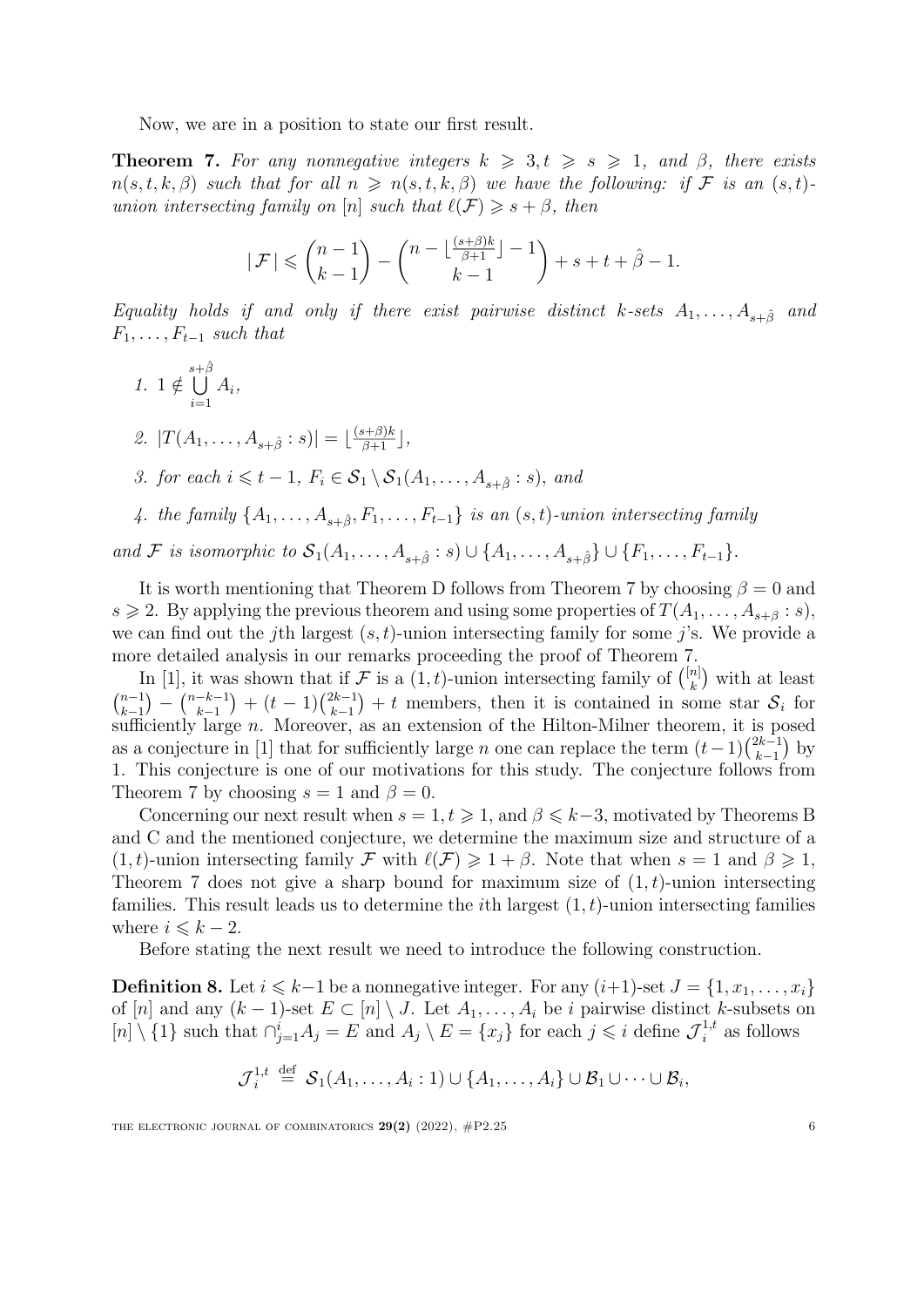Now, we are in a position to state our first result.

**Theorem 7.** *For any nonnegative integers $k \geqslant 3, t \geqslant s \geqslant 1$, and $\beta$, there exists $n(s,t,k,\beta)$ such that for all $n \geqslant n(s,t,k,\beta)$ we have the following: if $\mathcal{F}$ is an $(s,t)$-union intersecting family on $[n]$ such that $\ell(\mathcal{F}) \geqslant s+\beta$, then*

$$|\mathcal{F}| \leqslant \binom{n-1}{k-1} - \binom{n - \lfloor \frac{(s+\beta)k}{\beta+1} \rfloor - 1}{k-1} + s + t + \hat{\beta} - 1.$$

*Equality holds if and only if there exist pairwise distinct $k$-sets $A_1, \ldots, A_{s+\hat{\beta}}$ and $F_1, \ldots, F_{t-1}$ such that*

1. $1 \notin \bigcup\limits_{i=1}^{s+\hat{\beta}} A_i$,
2. $|T(A_1, \ldots, A_{s+\hat{\beta}} : s)| = \lfloor \frac{(s+\beta)k}{\beta+1} \rfloor$,
3. *for each $i \leqslant t-1$, $F_i \in \mathcal{S}_1 \setminus \mathcal{S}_1(A_1, \ldots, A_{s+\hat{\beta}} : s)$, and*
4. *the family $\{A_1, \ldots, A_{s+\hat{\beta}}, F_1, \ldots, F_{t-1}\}$ is an $(s,t)$-union intersecting family*

*and $\mathcal{F}$ is isomorphic to $\mathcal{S}_1(A_1, \ldots, A_{s+\hat{\beta}} : s) \cup \{A_1, \ldots, A_{s+\hat{\beta}}\} \cup \{F_1, \ldots, F_{t-1}\}$.*

It is worth mentioning that Theorem D follows from Theorem 7 by choosing $\beta = 0$ and $s \geqslant 2$. By applying the previous theorem and using some properties of $T(A_1, \ldots, A_{s+\beta} : s)$, we can find out the $j$th largest $(s,t)$-union intersecting family for some $j$'s. We provide a more detailed analysis in our remarks proceeding the proof of Theorem 7.

In [1], it was shown that if $\mathcal{F}$ is a $(1,t)$-union intersecting family of $\binom{[n]}{k}$ with at least $\binom{n-1}{k-1} - \binom{n-k-1}{k-1} + (t-1)\binom{2k-1}{k-1} + t$ members, then it is contained in some star $\mathcal{S}_i$ for sufficiently large $n$. Moreover, as an extension of the Hilton-Milner theorem, it is posed as a conjecture in [1] that for sufficiently large $n$ one can replace the term $(t-1)\binom{2k-1}{k-1}$ by 1. This conjecture is one of our motivations for this study. The conjecture follows from Theorem 7 by choosing $s = 1$ and $\beta = 0$.

Concerning our next result when $s = 1, t \geqslant 1$, and $\beta \leqslant k-3$, motivated by Theorems B and C and the mentioned conjecture, we determine the maximum size and structure of a $(1,t)$-union intersecting family $\mathcal{F}$ with $\ell(\mathcal{F}) \geqslant 1 + \beta$. Note that when $s = 1$ and $\beta \geqslant 1$, Theorem 7 does not give a sharp bound for maximum size of $(1,t)$-union intersecting families. This result leads us to determine the $i$th largest $(1,t)$-union intersecting families where $i \leqslant k-2$.

Before stating the next result we need to introduce the following construction.

**Definition 8.** Let $i \leqslant k-1$ be a nonnegative integer. For any $(i+1)$-set $J = \{1, x_1, \ldots, x_i\}$ of $[n]$ and any $(k-1)$-set $E \subset [n] \setminus J$. Let $A_1, \ldots, A_i$ be $i$ pairwise distinct $k$-subsets on $[n] \setminus \{1\}$ such that $\cap_{j=1}^{i} A_j = E$ and $A_j \setminus E = \{x_j\}$ for each $j \leqslant i$ define $\mathcal{J}_i^{1,t}$ as follows

$$\mathcal{J}_i^{1,t} \stackrel{\text{def}}{=} \mathcal{S}_1(A_1, \ldots, A_i : 1) \cup \{A_1, \ldots, A_i\} \cup \mathcal{B}_1 \cup \cdots \cup \mathcal{B}_i,$$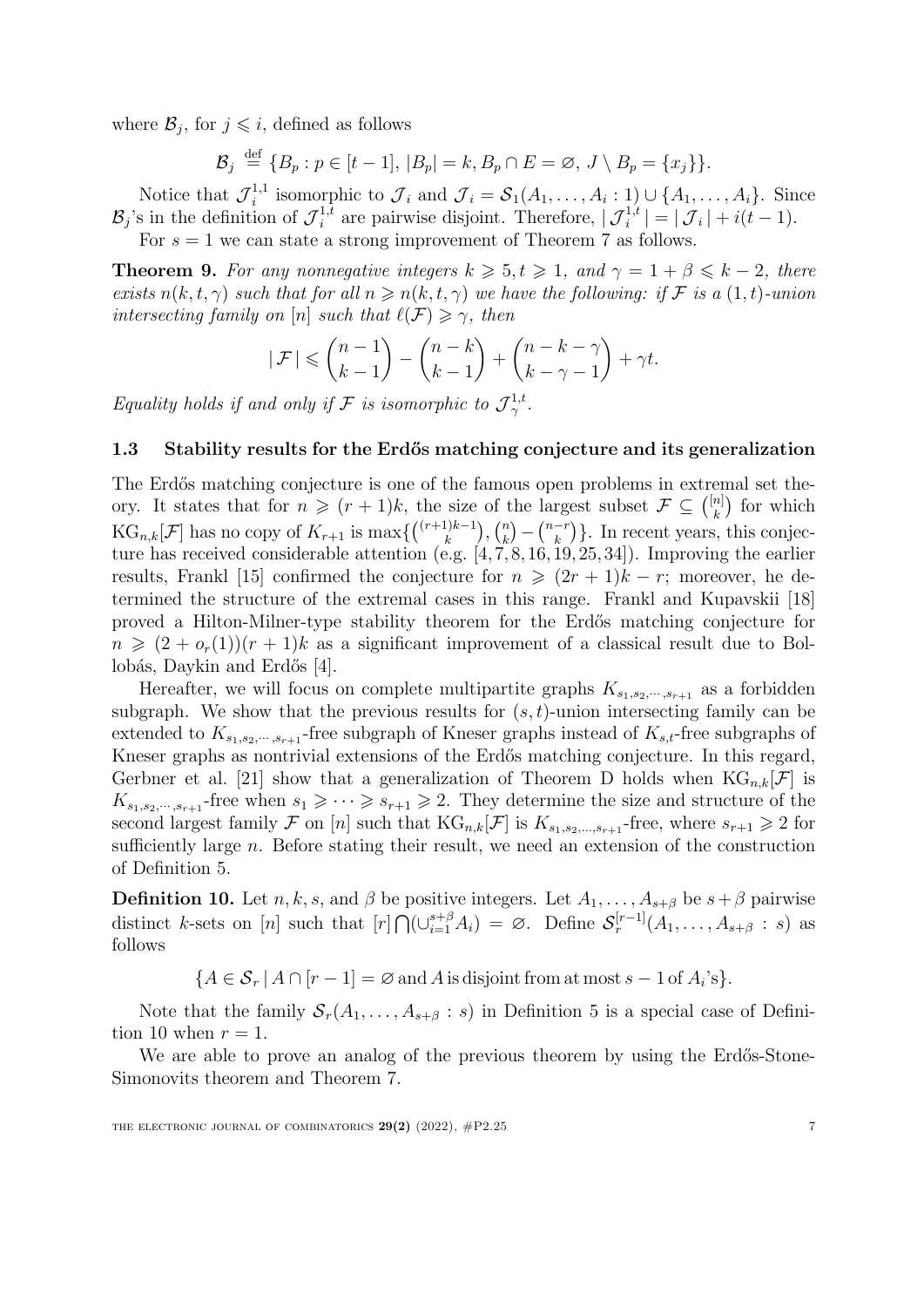where $\mathcal{B}_j$, for $j \leqslant i$, defined as follows

$$\mathcal{B}_j \stackrel{\text{def}}{=} \{B_p : p \in [t-1],\, |B_p| = k,\, B_p \cap E = \varnothing,\, J \setminus B_p = \{x_j\}\}.$$

Notice that $\mathcal{J}_i^{1,1}$ isomorphic to $\mathcal{J}_i$ and $\mathcal{J}_i = \mathcal{S}_1(A_1, \ldots, A_i : 1) \cup \{A_1, \ldots, A_i\}$. Since $\mathcal{B}_j$'s in the definition of $\mathcal{J}_i^{1,t}$ are pairwise disjoint. Therefore, $|\mathcal{J}_i^{1,t}| = |\mathcal{J}_i| + i(t-1)$.

For $s = 1$ we can state a strong improvement of Theorem 7 as follows.

**Theorem 9.** *For any nonnegative integers $k \geqslant 5, t \geqslant 1$, and $\gamma = 1 + \beta \leqslant k-2$, there exists $n(k, t, \gamma)$ such that for all $n \geqslant n(k, t, \gamma)$ we have the following: if $\mathcal{F}$ is a $(1, t)$-union intersecting family on $[n]$ such that $\ell(\mathcal{F}) \geqslant \gamma$, then*

$$|\mathcal{F}| \leqslant \binom{n-1}{k-1} - \binom{n-k}{k-1} + \binom{n-k-\gamma}{k-\gamma-1} + \gamma t.$$

*Equality holds if and only if $\mathcal{F}$ is isomorphic to $\mathcal{J}_\gamma^{1,t}$.*

### 1.3 Stability results for the Erdős matching conjecture and its generalization

The Erdős matching conjecture is one of the famous open problems in extremal set theory. It states that for $n \geqslant (r+1)k$, the size of the largest subset $\mathcal{F} \subseteq \binom{[n]}{k}$ for which $\mathrm{KG}_{n,k}[\mathcal{F}]$ has no copy of $K_{r+1}$ is $\max\{\binom{(r+1)k-1}{k}, \binom{n}{k} - \binom{n-r}{k}\}$. In recent years, this conjecture has received considerable attention (e.g. [4, 7, 8, 16, 19, 25, 34]). Improving the earlier results, Frankl [15] confirmed the conjecture for $n \geqslant (2r+1)k - r$; moreover, he determined the structure of the extremal cases in this range. Frankl and Kupavskii [18] proved a Hilton-Milner-type stability theorem for the Erdős matching conjecture for $n \geqslant (2 + o_r(1))(r+1)k$ as a significant improvement of a classical result due to Bollobás, Daykin and Erdős [4].

Hereafter, we will focus on complete multipartite graphs $K_{s_1, s_2, \cdots, s_{r+1}}$ as a forbidden subgraph. We show that the previous results for $(s,t)$-union intersecting family can be extended to $K_{s_1, s_2, \cdots, s_{r+1}}$-free subgraph of Kneser graphs instead of $K_{s,t}$-free subgraphs of Kneser graphs as nontrivial extensions of the Erdős matching conjecture. In this regard, Gerbner et al. [21] show that a generalization of Theorem D holds when $\mathrm{KG}_{n,k}[\mathcal{F}]$ is $K_{s_1, s_2, \cdots, s_{r+1}}$-free when $s_1 \geqslant \cdots \geqslant s_{r+1} \geqslant 2$. They determine the size and structure of the second largest family $\mathcal{F}$ on $[n]$ such that $\mathrm{KG}_{n,k}[\mathcal{F}]$ is $K_{s_1, s_2, \ldots, s_{r+1}}$-free, where $s_{r+1} \geqslant 2$ for sufficiently large $n$. Before stating their result, we need an extension of the construction of Definition 5.

**Definition 10.** Let $n, k, s$, and $\beta$ be positive integers. Let $A_1, \ldots, A_{s+\beta}$ be $s+\beta$ pairwise distinct $k$-sets on $[n]$ such that $[r] \bigcap (\cup_{i=1}^{s+\beta} A_i) = \varnothing$. Define $\mathcal{S}_r^{[r-1]}(A_1, \ldots, A_{s+\beta} : s)$ as follows

$$\{A \in \mathcal{S}_r \mid A \cap [r-1] = \varnothing \text{ and } A \text{ is disjoint from at most } s-1 \text{ of } A_i\text{'s}\}.$$

Note that the family $\mathcal{S}_r(A_1, \ldots, A_{s+\beta} : s)$ in Definition 5 is a special case of Definition 10 when $r = 1$.

We are able to prove an analog of the previous theorem by using the Erdős-Stone-Simonovits theorem and Theorem 7.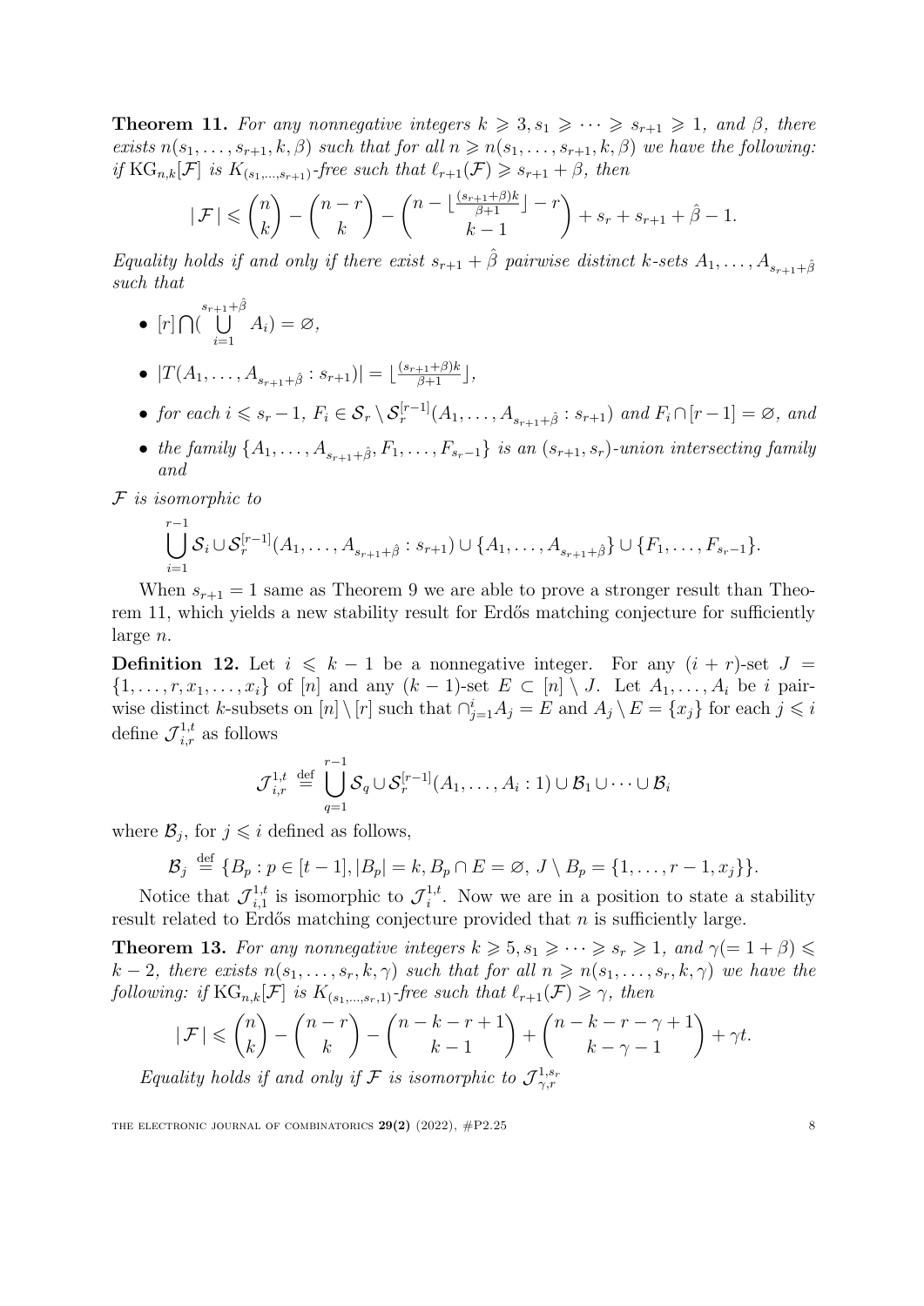**Theorem 11.** *For any nonnegative integers $k \geqslant 3, s_1 \geqslant \cdots \geqslant s_{r+1} \geqslant 1$, and $\beta$, there exists $n(s_1,\ldots,s_{r+1},k,\beta)$ such that for all $n \geqslant n(s_1,\ldots,s_{r+1},k,\beta)$ we have the following: if $\mathrm{KG}_{n,k}[\mathcal{F}]$ is $K_{(s_1,\ldots,s_{r+1})}$-free such that $\ell_{r+1}(\mathcal{F}) \geqslant s_{r+1}+\beta$, then*

$$|\,\mathcal{F}\,| \leqslant \binom{n}{k} - \binom{n-r}{k} - \binom{n-\lfloor\frac{(s_{r+1}+\beta)k}{\beta+1}\rfloor - r}{k-1} + s_r + s_{r+1} + \hat{\beta} - 1.$$

*Equality holds if and only if there exist $s_{r+1}+\hat{\beta}$ pairwise distinct $k$-sets $A_1,\ldots,A_{s_{r+1}+\hat{\beta}}$ such that*

- *$[r]\bigcap(\bigcup_{i=1}^{s_{r+1}+\hat{\beta}} A_i) = \varnothing$,*
- *$|T(A_1,\ldots,A_{s_{r+1}+\hat{\beta}} : s_{r+1})| = \lfloor\frac{(s_{r+1}+\beta)k}{\beta+1}\rfloor$,*
- *for each $i \leqslant s_r - 1$, $F_i \in \mathcal{S}_r \setminus \mathcal{S}_r^{[r-1]}(A_1,\ldots,A_{s_{r+1}+\hat{\beta}} : s_{r+1})$ and $F_i \cap [r-1] = \varnothing$, and*
- *the family $\{A_1,\ldots,A_{s_{r+1}+\hat{\beta}}, F_1,\ldots,F_{s_r-1}\}$ is an $(s_{r+1},s_r)$-union intersecting family and*

*$\mathcal{F}$ is isomorphic to*

$$\bigcup_{i=1}^{r-1}\mathcal{S}_i \cup \mathcal{S}_r^{[r-1]}(A_1,\ldots,A_{s_{r+1}+\hat{\beta}} : s_{r+1}) \cup \{A_1,\ldots,A_{s_{r+1}+\hat{\beta}}\} \cup \{F_1,\ldots,F_{s_r-1}\}.$$

When $s_{r+1}=1$ same as Theorem 9 we are able to prove a stronger result than Theorem 11, which yields a new stability result for Erdős matching conjecture for sufficiently large $n$.

**Definition 12.** Let $i \leqslant k-1$ be a nonnegative integer. For any $(i+r)$-set $J = \{1,\ldots,r,x_1,\ldots,x_i\}$ of $[n]$ and any $(k-1)$-set $E \subset [n]\setminus J$. Let $A_1,\ldots,A_i$ be $i$ pairwise distinct $k$-subsets on $[n]\setminus[r]$ such that $\cap_{j=1}^{i} A_j = E$ and $A_j \setminus E = \{x_j\}$ for each $j \leqslant i$ define $\mathcal{J}_{i,r}^{1,t}$ as follows

$$\mathcal{J}_{i,r}^{1,t} \stackrel{\text{def}}{=} \bigcup_{q=1}^{r-1}\mathcal{S}_q \cup \mathcal{S}_r^{[r-1]}(A_1,\ldots,A_i : 1) \cup \mathcal{B}_1 \cup \cdots \cup \mathcal{B}_i$$

where $\mathcal{B}_j$, for $j \leqslant i$ defined as follows,

$$\mathcal{B}_j \stackrel{\text{def}}{=} \{B_p : p \in [t-1], |B_p| = k, B_p \cap E = \varnothing,\ J\setminus B_p = \{1,\ldots,r-1,x_j\}\}.$$

Notice that $\mathcal{J}_{i,1}^{1,t}$ is isomorphic to $\mathcal{J}_i^{1,t}$. Now we are in a position to state a stability result related to Erdős matching conjecture provided that $n$ is sufficiently large.

**Theorem 13.** *For any nonnegative integers $k \geqslant 5, s_1 \geqslant \cdots \geqslant s_r \geqslant 1$, and $\gamma(=1+\beta) \leqslant k-2$, there exists $n(s_1,\ldots,s_r,k,\gamma)$ such that for all $n \geqslant n(s_1,\ldots,s_r,k,\gamma)$ we have the following: if $\mathrm{KG}_{n,k}[\mathcal{F}]$ is $K_{(s_1,\ldots,s_r,1)}$-free such that $\ell_{r+1}(\mathcal{F}) \geqslant \gamma$, then*

$$|\,\mathcal{F}\,| \leqslant \binom{n}{k} - \binom{n-r}{k} - \binom{n-k-r+1}{k-1} + \binom{n-k-r-\gamma+1}{k-\gamma-1} + \gamma t.$$

*Equality holds if and only if $\mathcal{F}$ is isomorphic to $\mathcal{J}_{\gamma,r}^{1,s_r}$*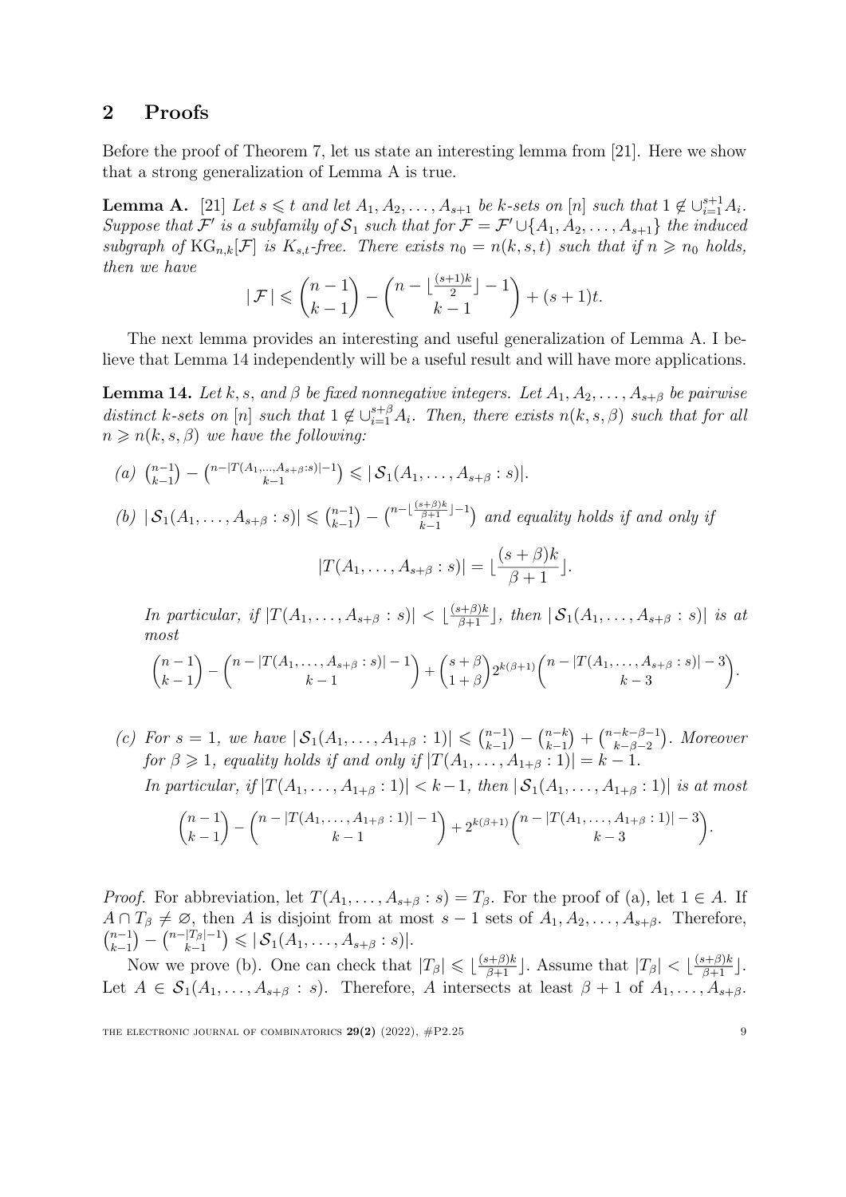## 2 Proofs

Before the proof of Theorem 7, let us state an interesting lemma from [21]. Here we show that a strong generalization of Lemma A is true.

**Lemma A.** [21] *Let $s \leqslant t$ and let $A_1, A_2, \ldots, A_{s+1}$ be $k$-sets on $[n]$ such that $1 \notin \cup_{i=1}^{s+1} A_i$. Suppose that $\mathcal{F}'$ is a subfamily of $\mathcal{S}_1$ such that for $\mathcal{F} = \mathcal{F}' \cup \{A_1, A_2, \ldots, A_{s+1}\}$ the induced subgraph of $\mathrm{KG}_{n,k}[\mathcal{F}]$ is $K_{s,t}$-free. There exists $n_0 = n(k, s, t)$ such that if $n \geqslant n_0$ holds, then we have*

$$|\mathcal{F}| \leqslant \binom{n-1}{k-1} - \binom{n - \lfloor \frac{(s+1)k}{2} \rfloor - 1}{k-1} + (s+1)t.$$

The next lemma provides an interesting and useful generalization of Lemma A. I believe that Lemma 14 independently will be a useful result and will have more applications.

**Lemma 14.** *Let $k, s,$ and $\beta$ be fixed nonnegative integers. Let $A_1, A_2, \ldots, A_{s+\beta}$ be pairwise distinct $k$-sets on $[n]$ such that $1 \notin \cup_{i=1}^{s+\beta} A_i$. Then, there exists $n(k, s, \beta)$ such that for all $n \geqslant n(k, s, \beta)$ we have the following:*

*(a)* $\binom{n-1}{k-1} - \binom{n-|T(A_1,\ldots,A_{s+\beta}:s)|-1}{k-1} \leqslant |\mathcal{S}_1(A_1, \ldots, A_{s+\beta} : s)|$.

*(b)* $|\mathcal{S}_1(A_1, \ldots, A_{s+\beta} : s)| \leqslant \binom{n-1}{k-1} - \binom{n-\lfloor \frac{(s+\beta)k}{\beta+1} \rfloor - 1}{k-1}$ *and equality holds if and only if*

$$|T(A_1, \ldots, A_{s+\beta} : s)| = \lfloor \frac{(s+\beta)k}{\beta+1} \rfloor.$$

*In particular, if $|T(A_1, \ldots, A_{s+\beta} : s)| < \lfloor \frac{(s+\beta)k}{\beta+1} \rfloor$, then $|\mathcal{S}_1(A_1, \ldots, A_{s+\beta} : s)|$ is at most*

$$\binom{n-1}{k-1} - \binom{n - |T(A_1, \ldots, A_{s+\beta} : s)| - 1}{k-1} + \binom{s+\beta}{1+\beta} 2^{k(\beta+1)} \binom{n - |T(A_1, \ldots, A_{s+\beta} : s)| - 3}{k-3}.$$

*(c) For $s = 1$, we have $|\mathcal{S}_1(A_1, \ldots, A_{1+\beta} : 1)| \leqslant \binom{n-1}{k-1} - \binom{n-k}{k-1} + \binom{n-k-\beta-1}{k-\beta-2}$. Moreover for $\beta \geqslant 1$, equality holds if and only if $|T(A_1, \ldots, A_{1+\beta} : 1)| = k - 1$.*
*In particular, if $|T(A_1, \ldots, A_{1+\beta} : 1)| < k-1$, then $|\mathcal{S}_1(A_1, \ldots, A_{1+\beta} : 1)|$ is at most*

$$\binom{n-1}{k-1} - \binom{n - |T(A_1, \ldots, A_{1+\beta} : 1)| - 1}{k-1} + 2^{k(\beta+1)} \binom{n - |T(A_1, \ldots, A_{1+\beta} : 1)| - 3}{k-3}.$$

*Proof.* For abbreviation, let $T(A_1, \ldots, A_{s+\beta} : s) = T_\beta$. For the proof of (a), let $1 \in A$. If $A \cap T_\beta \neq \varnothing$, then $A$ is disjoint from at most $s - 1$ sets of $A_1, A_2, \ldots, A_{s+\beta}$. Therefore, $\binom{n-1}{k-1} - \binom{n-|T_\beta|-1}{k-1} \leqslant |\mathcal{S}_1(A_1, \ldots, A_{s+\beta} : s)|$.

Now we prove (b). One can check that $|T_\beta| \leqslant \lfloor \frac{(s+\beta)k}{\beta+1} \rfloor$. Assume that $|T_\beta| < \lfloor \frac{(s+\beta)k}{\beta+1} \rfloor$. Let $A \in \mathcal{S}_1(A_1, \ldots, A_{s+\beta} : s)$. Therefore, $A$ intersects at least $\beta + 1$ of $A_1, \ldots, A_{s+\beta}$.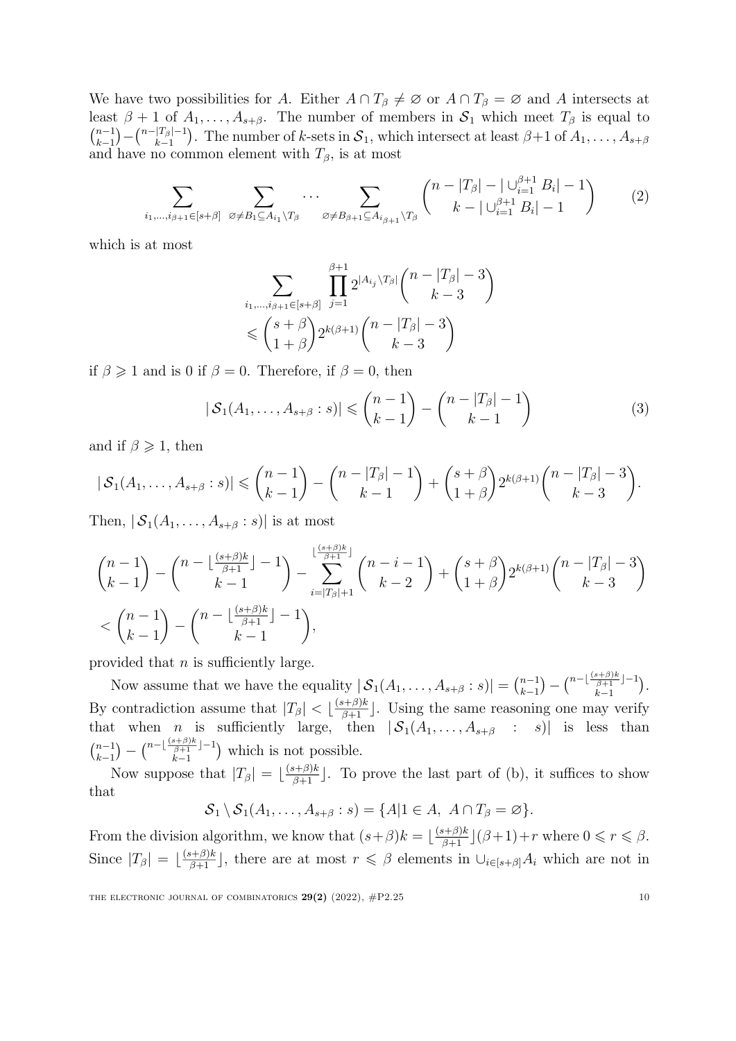We have two possibilities for $A$. Either $A \cap T_\beta \neq \varnothing$ or $A \cap T_\beta = \varnothing$ and $A$ intersects at least $\beta+1$ of $A_1, \ldots, A_{s+\beta}$. The number of members in $\mathcal{S}_1$ which meet $T_\beta$ is equal to $\binom{n-1}{k-1} - \binom{n-|T_\beta|-1}{k-1}$. The number of $k$-sets in $\mathcal{S}_1$, which intersect at least $\beta+1$ of $A_1, \ldots, A_{s+\beta}$ and have no common element with $T_\beta$, is at most

$$\sum_{i_1,\ldots,i_{\beta+1}\in[s+\beta]} \quad \sum_{\varnothing\neq B_1\subseteq A_{i_1}\setminus T_\beta} \cdots \sum_{\varnothing\neq B_{\beta+1}\subseteq A_{i_{\beta+1}}\setminus T_\beta} \binom{n-|T_\beta|-|\cup_{i=1}^{\beta+1} B_i|-1}{k-|\cup_{i=1}^{\beta+1} B_i|-1} \tag{2}$$

which is at most

$$\sum_{i_1,\ldots,i_{\beta+1}\in[s+\beta]} \prod_{j=1}^{\beta+1} 2^{|A_{i_j}\setminus T_\beta|} \binom{n-|T_\beta|-3}{k-3}$$
$$\leqslant \binom{s+\beta}{1+\beta} 2^{k(\beta+1)} \binom{n-|T_\beta|-3}{k-3}$$

if $\beta \geqslant 1$ and is 0 if $\beta = 0$. Therefore, if $\beta = 0$, then

$$|\,\mathcal{S}_1(A_1,\ldots,A_{s+\beta}:s)| \leqslant \binom{n-1}{k-1} - \binom{n-|T_\beta|-1}{k-1} \tag{3}$$

and if $\beta \geqslant 1$, then

$$|\,\mathcal{S}_1(A_1,\ldots,A_{s+\beta}:s)| \leqslant \binom{n-1}{k-1} - \binom{n-|T_\beta|-1}{k-1} + \binom{s+\beta}{1+\beta} 2^{k(\beta+1)} \binom{n-|T_\beta|-3}{k-3}.$$

Then, $|\,\mathcal{S}_1(A_1,\ldots,A_{s+\beta}:s)|$ is at most

$$\binom{n-1}{k-1} - \binom{n-\lfloor\frac{(s+\beta)k}{\beta+1}\rfloor-1}{k-1} - \sum_{i=|T_\beta|+1}^{\lfloor\frac{(s+\beta)k}{\beta+1}\rfloor} \binom{n-i-1}{k-2} + \binom{s+\beta}{1+\beta} 2^{k(\beta+1)} \binom{n-|T_\beta|-3}{k-3}$$
$$< \binom{n-1}{k-1} - \binom{n-\lfloor\frac{(s+\beta)k}{\beta+1}\rfloor-1}{k-1},$$

provided that $n$ is sufficiently large.

Now assume that we have the equality $|\,\mathcal{S}_1(A_1,\ldots,A_{s+\beta}:s)| = \binom{n-1}{k-1} - \binom{n-\lfloor\frac{(s+\beta)k}{\beta+1}\rfloor-1}{k-1}$. By contradiction assume that $|T_\beta| < \lfloor\frac{(s+\beta)k}{\beta+1}\rfloor$. Using the same reasoning one may verify that when $n$ is sufficiently large, then $|\,\mathcal{S}_1(A_1,\ldots,A_{s+\beta}:s)|$ is less than $\binom{n-1}{k-1} - \binom{n-\lfloor\frac{(s+\beta)k}{\beta+1}\rfloor-1}{k-1}$ which is not possible.

Now suppose that $|T_\beta| = \lfloor\frac{(s+\beta)k}{\beta+1}\rfloor$. To prove the last part of (b), it suffices to show that

$$\mathcal{S}_1 \setminus \mathcal{S}_1(A_1,\ldots,A_{s+\beta}:s) = \{A | 1\in A,\ A\cap T_\beta = \varnothing\}.$$

From the division algorithm, we know that $(s+\beta)k = \lfloor\frac{(s+\beta)k}{\beta+1}\rfloor(\beta+1)+r$ where $0 \leqslant r \leqslant \beta$. Since $|T_\beta| = \lfloor\frac{(s+\beta)k}{\beta+1}\rfloor$, there are at most $r \leqslant \beta$ elements in $\cup_{i\in[s+\beta]}A_i$ which are not in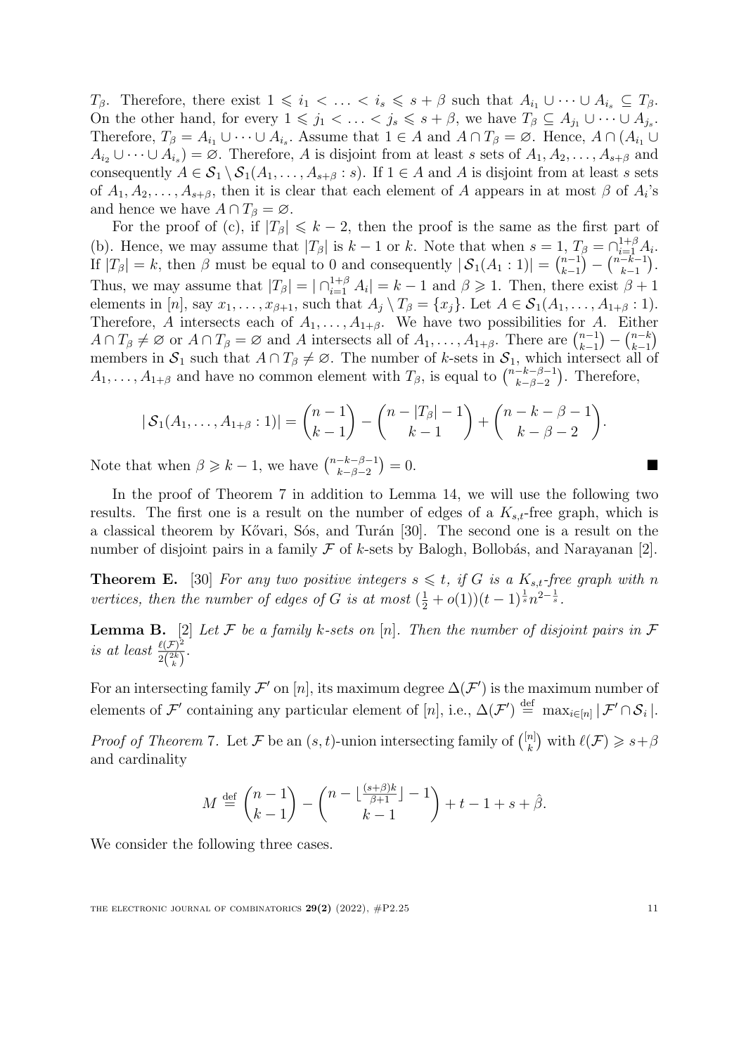$T_\beta$. Therefore, there exist $1 \leqslant i_1 < \ldots < i_s \leqslant s+\beta$ such that $A_{i_1} \cup \cdots \cup A_{i_s} \subseteq T_\beta$. On the other hand, for every $1 \leqslant j_1 < \ldots < j_s \leqslant s+\beta$, we have $T_\beta \subseteq A_{j_1} \cup \cdots \cup A_{j_s}$. Therefore, $T_\beta = A_{i_1} \cup \cdots \cup A_{i_s}$. Assume that $1 \in A$ and $A \cap T_\beta = \varnothing$. Hence, $A \cap (A_{i_1} \cup A_{i_2} \cup \cdots \cup A_{i_s}) = \varnothing$. Therefore, $A$ is disjoint from at least $s$ sets of $A_1, A_2, \ldots, A_{s+\beta}$ and consequently $A \in \mathcal{S}_1 \setminus \mathcal{S}_1(A_1, \ldots, A_{s+\beta} : s)$. If $1 \in A$ and $A$ is disjoint from at least $s$ sets of $A_1, A_2, \ldots, A_{s+\beta}$, then it is clear that each element of $A$ appears in at most $\beta$ of $A_i$'s and hence we have $A \cap T_\beta = \varnothing$.

For the proof of (c), if $|T_\beta| \leqslant k-2$, then the proof is the same as the first part of (b). Hence, we may assume that $|T_\beta|$ is $k-1$ or $k$. Note that when $s=1$, $T_\beta = \cap_{i=1}^{1+\beta} A_i$. If $|T_\beta| = k$, then $\beta$ must be equal to 0 and consequently $|\mathcal{S}_1(A_1:1)| = \binom{n-1}{k-1} - \binom{n-k-1}{k-1}$. Thus, we may assume that $|T_\beta| = |\cap_{i=1}^{1+\beta} A_i| = k-1$ and $\beta \geqslant 1$. Then, there exist $\beta+1$ elements in $[n]$, say $x_1, \ldots, x_{\beta+1}$, such that $A_j \setminus T_\beta = \{x_j\}$. Let $A \in \mathcal{S}_1(A_1, \ldots, A_{1+\beta} : 1)$. Therefore, $A$ intersects each of $A_1, \ldots, A_{1+\beta}$. We have two possibilities for $A$. Either $A \cap T_\beta \neq \varnothing$ or $A \cap T_\beta = \varnothing$ and $A$ intersects all of $A_1, \ldots, A_{1+\beta}$. There are $\binom{n-1}{k-1} - \binom{n-k}{k-1}$ members in $\mathcal{S}_1$ such that $A \cap T_\beta \neq \varnothing$. The number of $k$-sets in $\mathcal{S}_1$, which intersect all of $A_1, \ldots, A_{1+\beta}$ and have no common element with $T_\beta$, is equal to $\binom{n-k-\beta-1}{k-\beta-2}$. Therefore,

$$|\mathcal{S}_1(A_1, \ldots, A_{1+\beta} : 1)| = \binom{n-1}{k-1} - \binom{n-|T_\beta|-1}{k-1} + \binom{n-k-\beta-1}{k-\beta-2}.$$

Note that when $\beta \geqslant k-1$, we have $\binom{n-k-\beta-1}{k-\beta-2} = 0$. ∎

In the proof of Theorem 7 in addition to Lemma 14, we will use the following two results. The first one is a result on the number of edges of a $K_{s,t}$-free graph, which is a classical theorem by Kővari, Sós, and Turán [30]. The second one is a result on the number of disjoint pairs in a family $\mathcal{F}$ of $k$-sets by Balogh, Bollobás, and Narayanan [2].

**Theorem E.** [30] *For any two positive integers $s \leqslant t$, if $G$ is a $K_{s,t}$-free graph with $n$ vertices, then the number of edges of $G$ is at most $(\frac{1}{2} + o(1))(t-1)^{\frac{1}{s}} n^{2-\frac{1}{s}}$.*

**Lemma B.** [2] *Let $\mathcal{F}$ be a family $k$-sets on $[n]$. Then the number of disjoint pairs in $\mathcal{F}$ is at least $\frac{\ell(\mathcal{F})^2}{2\binom{2k}{k}}$.*

For an intersecting family $\mathcal{F}'$ on $[n]$, its maximum degree $\Delta(\mathcal{F}')$ is the maximum number of elements of $\mathcal{F}'$ containing any particular element of $[n]$, i.e., $\Delta(\mathcal{F}') \stackrel{\text{def}}{=} \max_{i \in [n]} |\mathcal{F}' \cap \mathcal{S}_i|$.

*Proof of Theorem 7.* Let $\mathcal{F}$ be an $(s,t)$-union intersecting family of $\binom{[n]}{k}$ with $\ell(\mathcal{F}) \geqslant s+\beta$ and cardinality

$$M \stackrel{\text{def}}{=} \binom{n-1}{k-1} - \binom{n - \lfloor \frac{(s+\beta)k}{\beta+1} \rfloor - 1}{k-1} + t - 1 + s + \hat{\beta}.$$

We consider the following three cases.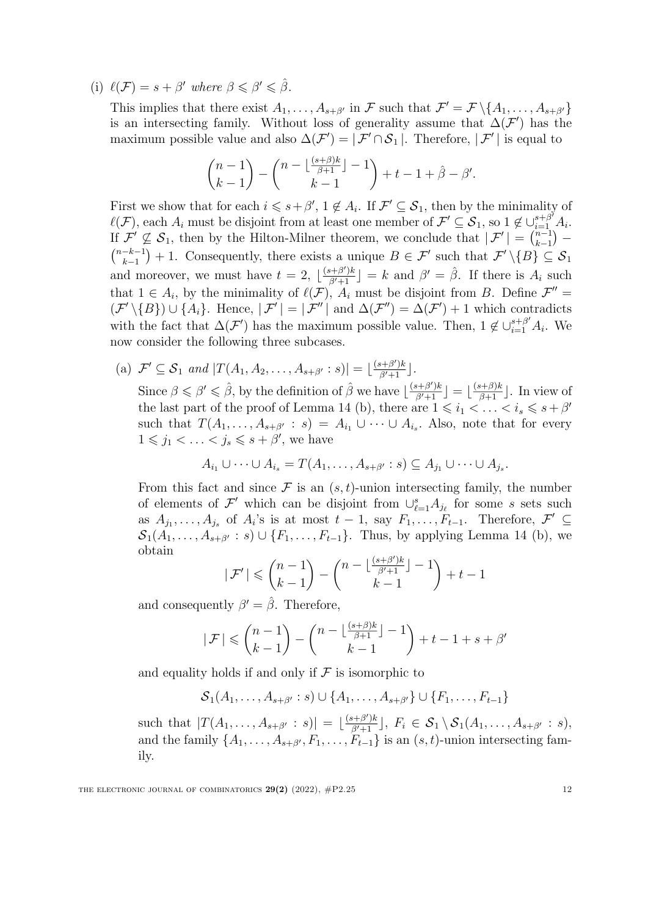(i) $\ell(\mathcal{F}) = s + \beta'$ *where* $\beta \leqslant \beta' \leqslant \hat{\beta}$.

This implies that there exist $A_1, \ldots, A_{s+\beta'}$ in $\mathcal{F}$ such that $\mathcal{F}' = \mathcal{F} \setminus \{A_1, \ldots, A_{s+\beta'}\}$ is an intersecting family. Without loss of generality assume that $\Delta(\mathcal{F}')$ has the maximum possible value and also $\Delta(\mathcal{F}') = |\,\mathcal{F}' \cap \mathcal{S}_1\,|$. Therefore, $|\,\mathcal{F}'\,|$ is equal to

$$\binom{n-1}{k-1} - \binom{n - \lfloor \frac{(s+\beta)k}{\beta+1} \rfloor - 1}{k-1} + t - 1 + \hat{\beta} - \beta'.$$

First we show that for each $i \leqslant s+\beta'$, $1 \notin A_i$. If $\mathcal{F}' \subseteq \mathcal{S}_1$, then by the minimality of $\ell(\mathcal{F})$, each $A_i$ must be disjoint from at least one member of $\mathcal{F}' \subseteq \mathcal{S}_1$, so $1 \notin \cup_{i=1}^{s+\beta'} A_i$. If $\mathcal{F}' \nsubseteq \mathcal{S}_1$, then by the Hilton-Milner theorem, we conclude that $|\,\mathcal{F}'\,| = \binom{n-1}{k-1} - \binom{n-k-1}{k-1} + 1$. Consequently, there exists a unique $B \in \mathcal{F}'$ such that $\mathcal{F}' \setminus \{B\} \subseteq \mathcal{S}_1$ and moreover, we must have $t = 2$, $\lfloor \frac{(s+\beta')k}{\beta'+1} \rfloor = k$ and $\beta' = \hat{\beta}$. If there is $A_i$ such that $1 \in A_i$, by the minimality of $\ell(\mathcal{F})$, $A_i$ must be disjoint from $B$. Define $\mathcal{F}'' = (\mathcal{F}' \setminus \{B\}) \cup \{A_i\}$. Hence, $|\,\mathcal{F}'\,| = |\,\mathcal{F}''\,|$ and $\Delta(\mathcal{F}'') = \Delta(\mathcal{F}') + 1$ which contradicts with the fact that $\Delta(\mathcal{F}')$ has the maximum possible value. Then, $1 \notin \cup_{i=1}^{s+\beta'} A_i$. We now consider the following three subcases.

(a) $\mathcal{F}' \subseteq \mathcal{S}_1$ *and* $|T(A_1, A_2, \ldots, A_{s+\beta'} : s)| = \lfloor \frac{(s+\beta')k}{\beta'+1} \rfloor$.

Since $\beta \leqslant \beta' \leqslant \hat{\beta}$, by the definition of $\hat{\beta}$ we have $\lfloor \frac{(s+\beta')k}{\beta'+1} \rfloor = \lfloor \frac{(s+\beta)k}{\beta+1} \rfloor$. In view of the last part of the proof of Lemma 14 (b), there are $1 \leqslant i_1 < \ldots < i_s \leqslant s+\beta'$ such that $T(A_1, \ldots, A_{s+\beta'} : s) = A_{i_1} \cup \cdots \cup A_{i_s}$. Also, note that for every $1 \leqslant j_1 < \ldots < j_s \leqslant s+\beta'$, we have

$$A_{i_1} \cup \cdots \cup A_{i_s} = T(A_1, \ldots, A_{s+\beta'} : s) \subseteq A_{j_1} \cup \cdots \cup A_{j_s}.$$

From this fact and since $\mathcal{F}$ is an $(s,t)$-union intersecting family, the number of elements of $\mathcal{F}'$ which can be disjoint from $\cup_{\ell=1}^{s} A_{j_\ell}$ for some $s$ sets such as $A_{j_1}, \ldots, A_{j_s}$ of $A_i$'s is at most $t-1$, say $F_1, \ldots, F_{t-1}$. Therefore, $\mathcal{F}' \subseteq \mathcal{S}_1(A_1, \ldots, A_{s+\beta'} : s) \cup \{F_1, \ldots, F_{t-1}\}$. Thus, by applying Lemma 14 (b), we obtain

$$|\,\mathcal{F}'\,| \leqslant \binom{n-1}{k-1} - \binom{n - \lfloor \frac{(s+\beta')k}{\beta'+1} \rfloor - 1}{k-1} + t - 1$$

and consequently $\beta' = \hat{\beta}$. Therefore,

$$|\,\mathcal{F}\,| \leqslant \binom{n-1}{k-1} - \binom{n - \lfloor \frac{(s+\beta)k}{\beta+1} \rfloor - 1}{k-1} + t - 1 + s + \beta'$$

and equality holds if and only if $\mathcal{F}$ is isomorphic to

$$\mathcal{S}_1(A_1, \ldots, A_{s+\beta'} : s) \cup \{A_1, \ldots, A_{s+\beta'}\} \cup \{F_1, \ldots, F_{t-1}\}$$

such that $|T(A_1, \ldots, A_{s+\beta'} : s)| = \lfloor \frac{(s+\beta')k}{\beta'+1} \rfloor$, $F_i \in \mathcal{S}_1 \setminus \mathcal{S}_1(A_1, \ldots, A_{s+\beta'} : s)$, and the family $\{A_1, \ldots, A_{s+\beta'}, F_1, \ldots, F_{t-1}\}$ is an $(s,t)$-union intersecting family.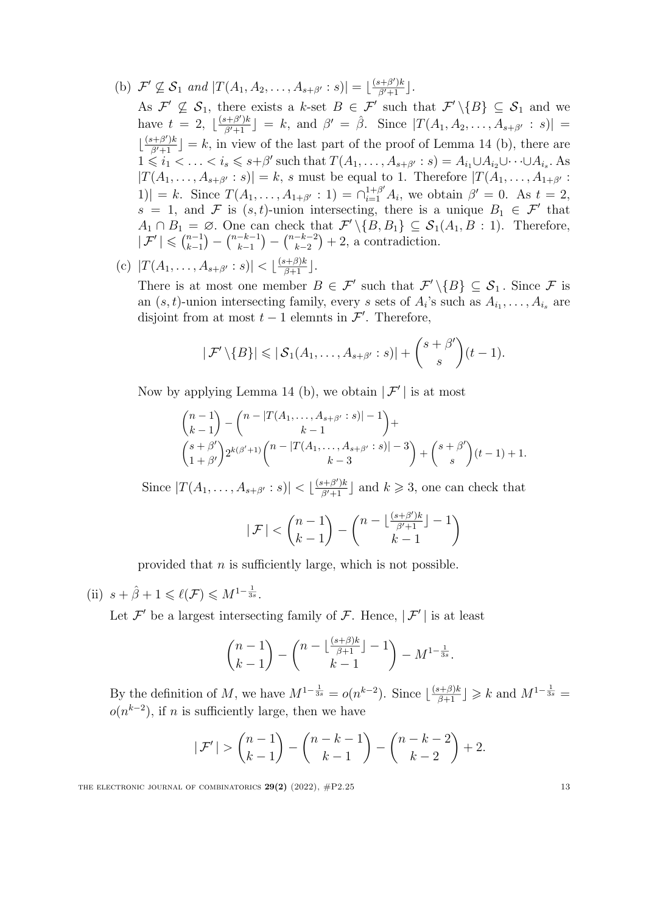(b) $\mathcal{F}' \not\subseteq \mathcal{S}_1$ *and* $|T(A_1, A_2, \ldots, A_{s+\beta'} : s)| = \lfloor \frac{(s+\beta')k}{\beta'+1} \rfloor$.

As $\mathcal{F}' \not\subseteq \mathcal{S}_1$, there exists a $k$-set $B \in \mathcal{F}'$ such that $\mathcal{F}' \setminus \{B\} \subseteq \mathcal{S}_1$ and we have $t = 2$, $\lfloor \frac{(s+\beta')k}{\beta'+1} \rfloor = k$, and $\beta' = \hat{\beta}$. Since $|T(A_1, A_2, \ldots, A_{s+\beta'} : s)| = \lfloor \frac{(s+\beta')k}{\beta'+1} \rfloor = k$, in view of the last part of the proof of Lemma 14 (b), there are $1 \leqslant i_1 < \ldots < i_s \leqslant s+\beta'$ such that $T(A_1, \ldots, A_{s+\beta'} : s) = A_{i_1} \cup A_{i_2} \cup \cdots \cup A_{i_s}$. As $|T(A_1, \ldots, A_{s+\beta'} : s)| = k$, $s$ must be equal to 1. Therefore $|T(A_1, \ldots, A_{1+\beta'} : 1)| = k$. Since $T(A_1, \ldots, A_{1+\beta'} : 1) = \cap_{i=1}^{1+\beta'} A_i$, we obtain $\beta' = 0$. As $t = 2$, $s = 1$, and $\mathcal{F}$ is $(s, t)$-union intersecting, there is a unique $B_1 \in \mathcal{F}'$ that $A_1 \cap B_1 = \varnothing$. One can check that $\mathcal{F}' \setminus \{B, B_1\} \subseteq \mathcal{S}_1(A_1, B : 1)$. Therefore, $|\mathcal{F}'| \leqslant \binom{n-1}{k-1} - \binom{n-k-1}{k-1} - \binom{n-k-2}{k-2} + 2$, a contradiction.

(c) $|T(A_1, \ldots, A_{s+\beta'} : s)| < \lfloor \frac{(s+\beta)k}{\beta+1} \rfloor$.

There is at most one member $B \in \mathcal{F}'$ such that $\mathcal{F}' \setminus \{B\} \subseteq \mathcal{S}_1$. Since $\mathcal{F}$ is an $(s, t)$-union intersecting family, every $s$ sets of $A_i$'s such as $A_{i_1}, \ldots, A_{i_s}$ are disjoint from at most $t - 1$ elemnts in $\mathcal{F}'$. Therefore,

$$|\mathcal{F}' \setminus \{B\}| \leqslant |\mathcal{S}_1(A_1, \ldots, A_{s+\beta'} : s)| + \binom{s+\beta'}{s}(t-1).$$

Now by applying Lemma 14 (b), we obtain $|\mathcal{F}'|$ is at most

$$\binom{n-1}{k-1} - \binom{n - |T(A_1, \ldots, A_{s+\beta'} : s)| - 1}{k-1} + \binom{s+\beta'}{1+\beta'} 2^{k(\beta'+1)} \binom{n - |T(A_1, \ldots, A_{s+\beta'} : s)| - 3}{k-3} + \binom{s+\beta'}{s}(t-1) + 1.$$

Since $|T(A_1, \ldots, A_{s+\beta'} : s)| < \lfloor \frac{(s+\beta')k}{\beta'+1} \rfloor$ and $k \geqslant 3$, one can check that

$$|\mathcal{F}| < \binom{n-1}{k-1} - \binom{n - \lfloor \frac{(s+\beta')k}{\beta'+1} \rfloor - 1}{k-1}$$

provided that $n$ is sufficiently large, which is not possible.

(ii) $s + \hat{\beta} + 1 \leqslant \ell(\mathcal{F}) \leqslant M^{1-\frac{1}{3s}}$.

Let $\mathcal{F}'$ be a largest intersecting family of $\mathcal{F}$. Hence, $|\mathcal{F}'|$ is at least

$$\binom{n-1}{k-1} - \binom{n - \lfloor \frac{(s+\beta)k}{\beta+1} \rfloor - 1}{k-1} - M^{1-\frac{1}{3s}}.$$

By the definition of $M$, we have $M^{1-\frac{1}{3s}} = o(n^{k-2})$. Since $\lfloor \frac{(s+\beta)k}{\beta+1} \rfloor \geqslant k$ and $M^{1-\frac{1}{3s}} = o(n^{k-2})$, if $n$ is sufficiently large, then we have

$$|\mathcal{F}'| > \binom{n-1}{k-1} - \binom{n-k-1}{k-1} - \binom{n-k-2}{k-2} + 2.$$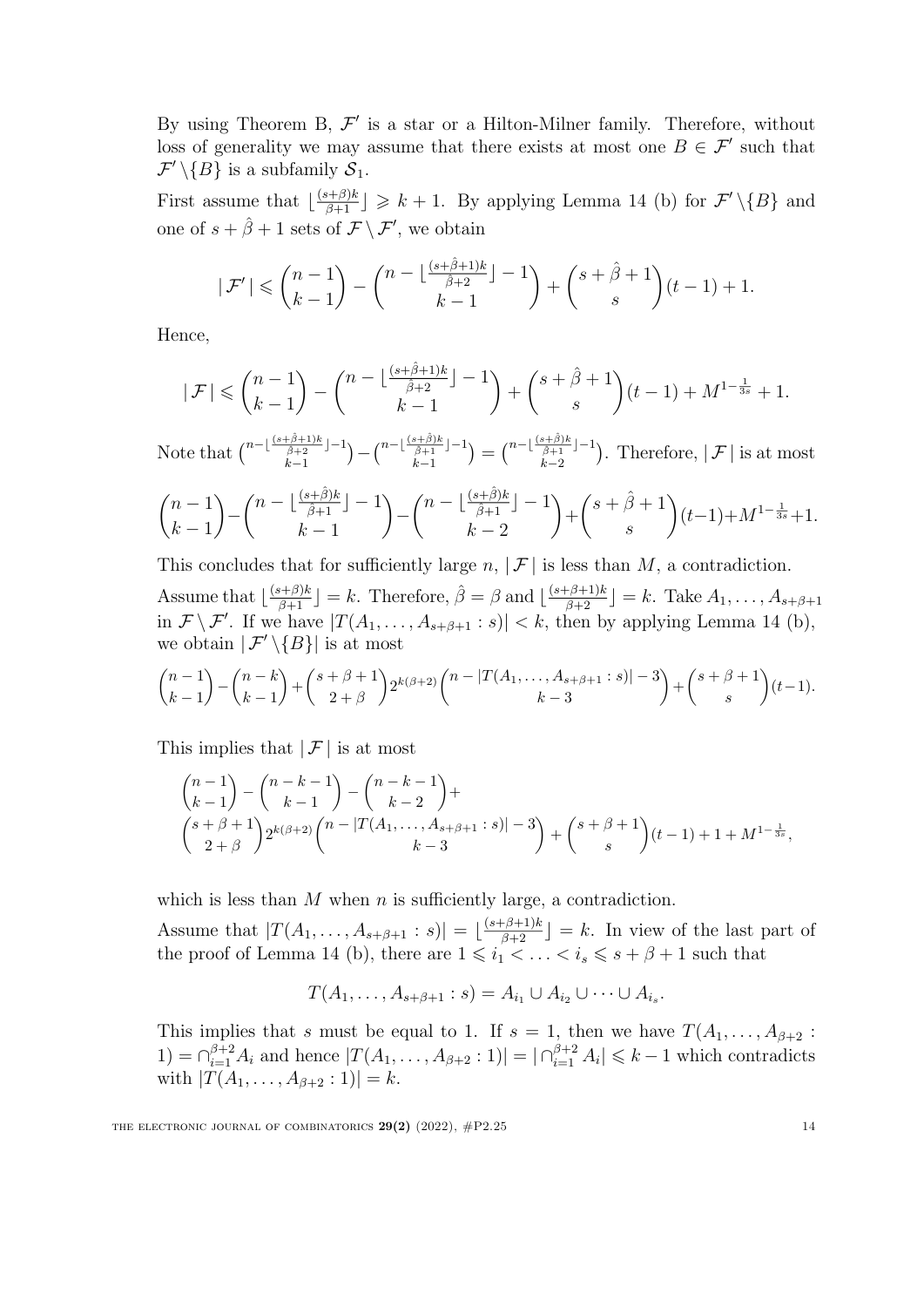By using Theorem B, $\mathcal{F}'$ is a star or a Hilton-Milner family. Therefore, without loss of generality we may assume that there exists at most one $B \in \mathcal{F}'$ such that $\mathcal{F}' \setminus \{B\}$ is a subfamily $\mathcal{S}_1$.

First assume that $\lfloor \frac{(s+\beta)k}{\beta+1} \rfloor \geqslant k+1$. By applying Lemma 14 (b) for $\mathcal{F}' \setminus \{B\}$ and one of $s+\hat{\beta}+1$ sets of $\mathcal{F} \setminus \mathcal{F}'$, we obtain

$$|\mathcal{F}'| \leqslant \binom{n-1}{k-1} - \binom{n - \lfloor \frac{(s+\hat{\beta}+1)k}{\hat{\beta}+2} \rfloor - 1}{k-1} + \binom{s+\hat{\beta}+1}{s}(t-1) + 1.$$

Hence,

$$|\mathcal{F}| \leqslant \binom{n-1}{k-1} - \binom{n - \lfloor \frac{(s+\hat{\beta}+1)k}{\hat{\beta}+2} \rfloor - 1}{k-1} + \binom{s+\hat{\beta}+1}{s}(t-1) + M^{1-\frac{1}{3s}} + 1.$$

Note that $\binom{n-\lfloor \frac{(s+\hat{\beta}+1)k}{\hat{\beta}+2} \rfloor -1}{k-1} - \binom{n-\lfloor \frac{(s+\hat{\beta})k}{\hat{\beta}+1} \rfloor -1}{k-1} = \binom{n-\lfloor \frac{(s+\hat{\beta})k}{\hat{\beta}+1} \rfloor -1}{k-2}$. Therefore, $|\mathcal{F}|$ is at most

$$\binom{n-1}{k-1} - \binom{n - \lfloor \frac{(s+\hat{\beta})k}{\hat{\beta}+1} \rfloor - 1}{k-1} - \binom{n - \lfloor \frac{(s+\hat{\beta})k}{\hat{\beta}+1} \rfloor - 1}{k-2} + \binom{s+\hat{\beta}+1}{s}(t-1) + M^{1-\frac{1}{3s}} + 1.$$

This concludes that for sufficiently large $n$, $|\mathcal{F}|$ is less than $M$, a contradiction.

Assume that $\lfloor \frac{(s+\beta)k}{\beta+1} \rfloor = k$. Therefore, $\hat{\beta} = \beta$ and $\lfloor \frac{(s+\beta+1)k}{\beta+2} \rfloor = k$. Take $A_1, \ldots, A_{s+\beta+1}$ in $\mathcal{F} \setminus \mathcal{F}'$. If we have $|T(A_1, \ldots, A_{s+\beta+1} : s)| < k$, then by applying Lemma 14 (b), we obtain $|\mathcal{F}' \setminus \{B\}|$ is at most

$$\binom{n-1}{k-1} - \binom{n-k}{k-1} + \binom{s+\beta+1}{2+\beta} 2^{k(\beta+2)} \binom{n - |T(A_1, \ldots, A_{s+\beta+1} : s)| - 3}{k-3} + \binom{s+\beta+1}{s}(t-1).$$

This implies that $|\mathcal{F}|$ is at most

$$\begin{aligned}
&\binom{n-1}{k-1} - \binom{n-k-1}{k-1} - \binom{n-k-1}{k-2} + \\
&\binom{s+\beta+1}{2+\beta} 2^{k(\beta+2)} \binom{n - |T(A_1, \ldots, A_{s+\beta+1} : s)| - 3}{k-3} + \binom{s+\beta+1}{s}(t-1) + 1 + M^{1-\frac{1}{3s}},
\end{aligned}$$

which is less than $M$ when $n$ is sufficiently large, a contradiction.

Assume that $|T(A_1, \ldots, A_{s+\beta+1} : s)| = \lfloor \frac{(s+\beta+1)k}{\beta+2} \rfloor = k$. In view of the last part of the proof of Lemma 14 (b), there are $1 \leqslant i_1 < \ldots < i_s \leqslant s+\beta+1$ such that

$$T(A_1, \ldots, A_{s+\beta+1} : s) = A_{i_1} \cup A_{i_2} \cup \cdots \cup A_{i_s}.$$

This implies that $s$ must be equal to 1. If $s = 1$, then we have $T(A_1, \ldots, A_{\beta+2} : 1) = \cap_{i=1}^{\beta+2} A_i$ and hence $|T(A_1, \ldots, A_{\beta+2} : 1)| = |\cap_{i=1}^{\beta+2} A_i| \leqslant k-1$ which contradicts with $|T(A_1, \ldots, A_{\beta+2} : 1)| = k$.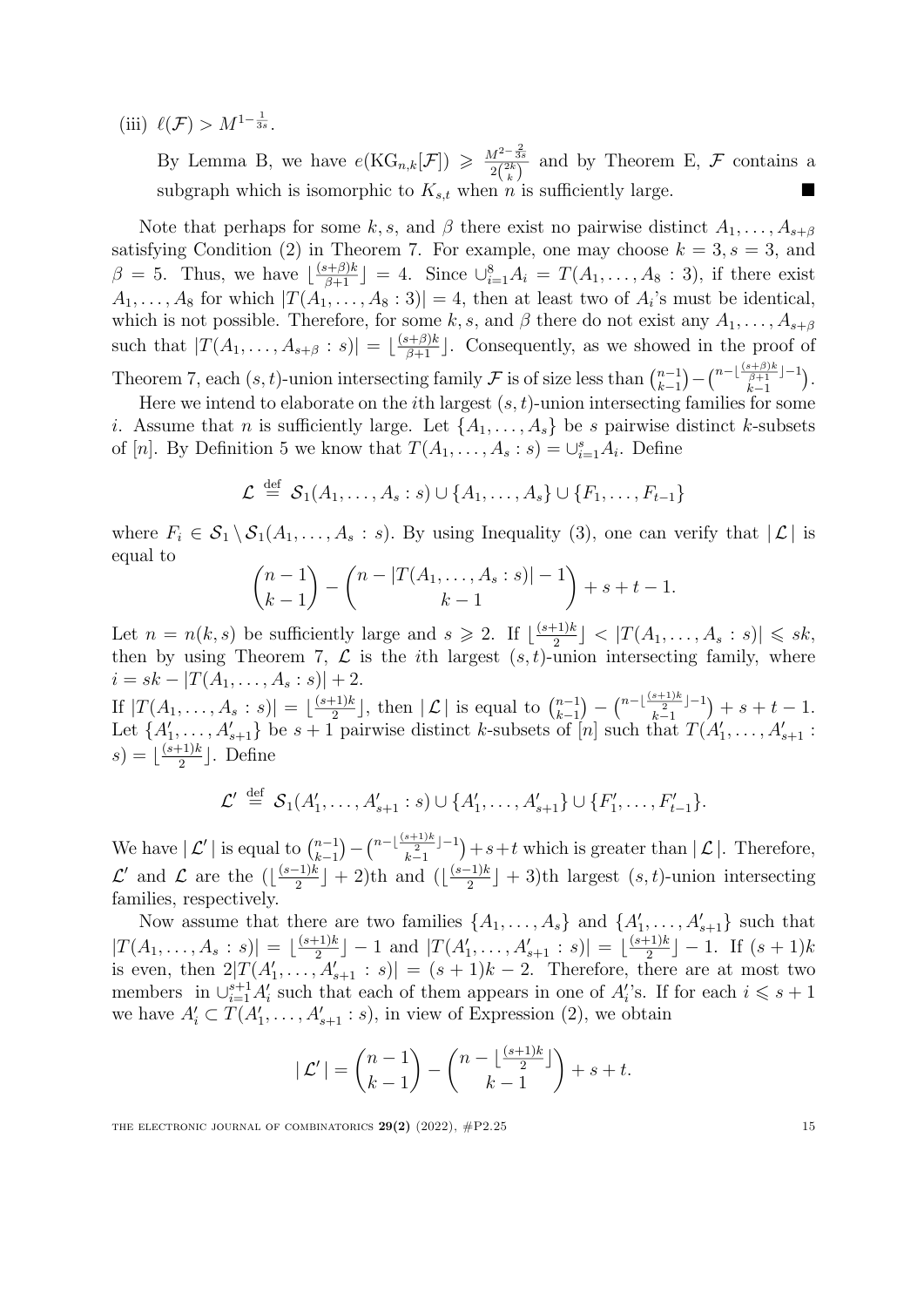(iii) $\ell(\mathcal{F}) > M^{1-\frac{1}{3s}}$.

By Lemma B, we have $e(\mathrm{KG}_{n,k}[\mathcal{F}]) \geqslant \frac{M^{2-\frac{2}{3s}}}{2\binom{2k}{k}}$ and by Theorem E, $\mathcal{F}$ contains a subgraph which is isomorphic to $K_{s,t}$ when $n$ is sufficiently large. ∎

Note that perhaps for some $k, s$, and $\beta$ there exist no pairwise distinct $A_1, \ldots, A_{s+\beta}$ satisfying Condition (2) in Theorem 7. For example, one may choose $k = 3, s = 3$, and $\beta = 5$. Thus, we have $\lfloor \frac{(s+\beta)k}{\beta+1} \rfloor = 4$. Since $\cup_{i=1}^{8} A_i = T(A_1, \ldots, A_8 : 3)$, if there exist $A_1, \ldots, A_8$ for which $|T(A_1, \ldots, A_8 : 3)| = 4$, then at least two of $A_i$'s must be identical, which is not possible. Therefore, for some $k, s$, and $\beta$ there do not exist any $A_1, \ldots, A_{s+\beta}$ such that $|T(A_1, \ldots, A_{s+\beta} : s)| = \lfloor \frac{(s+\beta)k}{\beta+1} \rfloor$. Consequently, as we showed in the proof of Theorem 7, each $(s,t)$-union intersecting family $\mathcal{F}$ is of size less than $\binom{n-1}{k-1} - \binom{n - \lfloor \frac{(s+\beta)k}{\beta+1} \rfloor - 1}{k-1}$.

Here we intend to elaborate on the $i$th largest $(s,t)$-union intersecting families for some $i$. Assume that $n$ is sufficiently large. Let $\{A_1, \ldots, A_s\}$ be $s$ pairwise distinct $k$-subsets of $[n]$. By Definition 5 we know that $T(A_1, \ldots, A_s : s) = \cup_{i=1}^{s} A_i$. Define

$$\mathcal{L} \stackrel{\text{def}}{=} \mathcal{S}_1(A_1, \ldots, A_s : s) \cup \{A_1, \ldots, A_s\} \cup \{F_1, \ldots, F_{t-1}\}$$

where $F_i \in \mathcal{S}_1 \setminus \mathcal{S}_1(A_1, \ldots, A_s : s)$. By using Inequality (3), one can verify that $|\mathcal{L}|$ is equal to

$$\binom{n-1}{k-1} - \binom{n - |T(A_1, \ldots, A_s : s)| - 1}{k-1} + s + t - 1.$$

Let $n = n(k,s)$ be sufficiently large and $s \geqslant 2$. If $\lfloor \frac{(s+1)k}{2} \rfloor < |T(A_1, \ldots, A_s : s)| \leqslant sk$, then by using Theorem 7, $\mathcal{L}$ is the $i$th largest $(s,t)$-union intersecting family, where $i = sk - |T(A_1, \ldots, A_s : s)| + 2$.

If $|T(A_1, \ldots, A_s : s)| = \lfloor \frac{(s+1)k}{2} \rfloor$, then $|\mathcal{L}|$ is equal to $\binom{n-1}{k-1} - \binom{n - \lfloor \frac{(s+1)k}{2} \rfloor - 1}{k-1} + s + t - 1$. Let $\{A'_1, \ldots, A'_{s+1}\}$ be $s+1$ pairwise distinct $k$-subsets of $[n]$ such that $T(A'_1, \ldots, A'_{s+1} : s) = \lfloor \frac{(s+1)k}{2} \rfloor$. Define

$$\mathcal{L}' \stackrel{\text{def}}{=} \mathcal{S}_1(A'_1, \ldots, A'_{s+1} : s) \cup \{A'_1, \ldots, A'_{s+1}\} \cup \{F'_1, \ldots, F'_{t-1}\}.$$

We have $|\mathcal{L}'|$ is equal to $\binom{n-1}{k-1} - \binom{n - \lfloor \frac{(s+1)k}{2} \rfloor - 1}{k-1} + s + t$ which is greater than $|\mathcal{L}|$. Therefore, $\mathcal{L}'$ and $\mathcal{L}$ are the $(\lfloor \frac{(s-1)k}{2} \rfloor + 2)$th and $(\lfloor \frac{(s-1)k}{2} \rfloor + 3)$th largest $(s,t)$-union intersecting families, respectively.

Now assume that there are two families $\{A_1, \ldots, A_s\}$ and $\{A'_1, \ldots, A'_{s+1}\}$ such that $|T(A_1, \ldots, A_s : s)| = \lfloor \frac{(s+1)k}{2} \rfloor - 1$ and $|T(A'_1, \ldots, A'_{s+1} : s)| = \lfloor \frac{(s+1)k}{2} \rfloor - 1$. If $(s+1)k$ is even, then $2|T(A'_1, \ldots, A'_{s+1} : s)| = (s+1)k - 2$. Therefore, there are at most two members in $\cup_{i=1}^{s+1} A'_i$ such that each of them appears in one of $A'_i$'s. If for each $i \leqslant s+1$ we have $A'_i \subset T(A'_1, \ldots, A'_{s+1} : s)$, in view of Expression (2), we obtain

$$|\mathcal{L}'| = \binom{n-1}{k-1} - \binom{n - \lfloor \frac{(s+1)k}{2} \rfloor}{k-1} + s + t.$$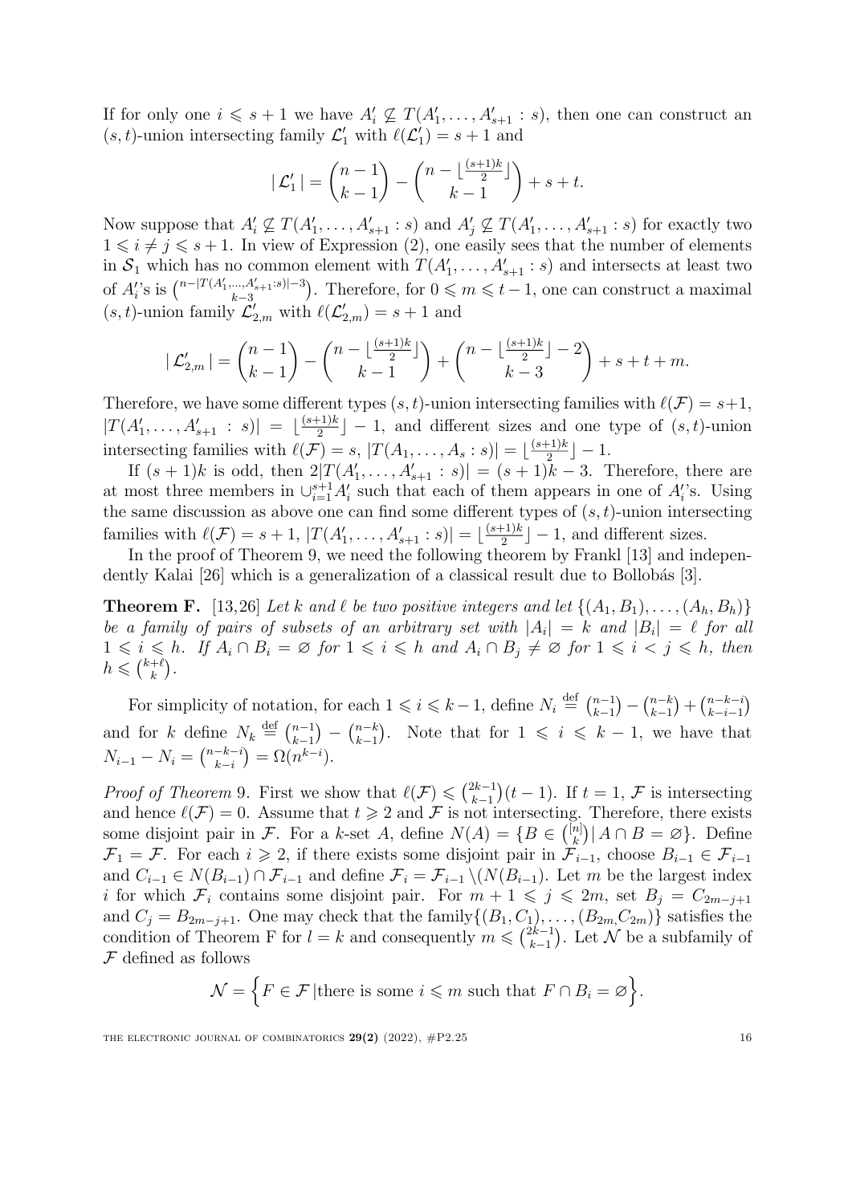If for only one $i \leqslant s+1$ we have $A'_i \not\subseteq T(A'_1, \ldots, A'_{s+1} : s)$, then one can construct an $(s,t)$-union intersecting family $\mathcal{L}'_1$ with $\ell(\mathcal{L}'_1) = s+1$ and

$$|\,\mathcal{L}'_1\,| = \binom{n-1}{k-1} - \binom{n - \lfloor \frac{(s+1)k}{2} \rfloor}{k-1} + s + t.$$

Now suppose that $A'_i \not\subseteq T(A'_1, \ldots, A'_{s+1} : s)$ and $A'_j \not\subseteq T(A'_1, \ldots, A'_{s+1} : s)$ for exactly two $1 \leqslant i \neq j \leqslant s+1$. In view of Expression (2), one easily sees that the number of elements in $\mathcal{S}_1$ which has no common element with $T(A'_1, \ldots, A'_{s+1} : s)$ and intersects at least two of $A'_i$'s is $\binom{n - |T(A'_1, \ldots, A'_{s+1} : s)| - 3}{k-3}$. Therefore, for $0 \leqslant m \leqslant t-1$, one can construct a maximal $(s,t)$-union family $\mathcal{L}'_{2,m}$ with $\ell(\mathcal{L}'_{2,m}) = s+1$ and

$$|\,\mathcal{L}'_{2,m}\,| = \binom{n-1}{k-1} - \binom{n - \lfloor \frac{(s+1)k}{2} \rfloor}{k-1} + \binom{n - \lfloor \frac{(s+1)k}{2} \rfloor - 2}{k-3} + s + t + m.$$

Therefore, we have some different types $(s,t)$-union intersecting families with $\ell(\mathcal{F}) = s+1$, $|T(A'_1, \ldots, A'_{s+1} : s)| = \lfloor \frac{(s+1)k}{2} \rfloor - 1$, and different sizes and one type of $(s,t)$-union intersecting families with $\ell(\mathcal{F}) = s$, $|T(A_1, \ldots, A_s : s)| = \lfloor \frac{(s+1)k}{2} \rfloor - 1$.

If $(s+1)k$ is odd, then $2|T(A'_1, \ldots, A'_{s+1} : s)| = (s+1)k - 3$. Therefore, there are at most three members in $\cup_{i=1}^{s+1} A'_i$ such that each of them appears in one of $A'_i$'s. Using the same discussion as above one can find some different types of $(s,t)$-union intersecting families with $\ell(\mathcal{F}) = s+1$, $|T(A'_1, \ldots, A'_{s+1} : s)| = \lfloor \frac{(s+1)k}{2} \rfloor - 1$, and different sizes.

In the proof of Theorem 9, we need the following theorem by Frankl [13] and independently Kalai [26] which is a generalization of a classical result due to Bollobás [3].

**Theorem F.** [13,26] *Let $k$ and $\ell$ be two positive integers and let $\{(A_1, B_1), \ldots, (A_h, B_h)\}$ be a family of pairs of subsets of an arbitrary set with $|A_i| = k$ and $|B_i| = \ell$ for all $1 \leqslant i \leqslant h$. If $A_i \cap B_i = \varnothing$ for $1 \leqslant i \leqslant h$ and $A_i \cap B_j \neq \varnothing$ for $1 \leqslant i < j \leqslant h$, then $h \leqslant \binom{k+\ell}{k}$.*

For simplicity of notation, for each $1 \leqslant i \leqslant k-1$, define $N_i \overset{\text{def}}{=} \binom{n-1}{k-1} - \binom{n-k}{k-1} + \binom{n-k-i}{k-i-1}$ and for $k$ define $N_k \overset{\text{def}}{=} \binom{n-1}{k-1} - \binom{n-k}{k-1}$. Note that for $1 \leqslant i \leqslant k-1$, we have that $N_{i-1} - N_i = \binom{n-k-i}{k-i} = \Omega(n^{k-i})$.

*Proof of Theorem* 9. First we show that $\ell(\mathcal{F}) \leqslant \binom{2k-1}{k-1}(t-1)$. If $t = 1$, $\mathcal{F}$ is intersecting and hence $\ell(\mathcal{F}) = 0$. Assume that $t \geqslant 2$ and $\mathcal{F}$ is not intersecting. Therefore, there exists some disjoint pair in $\mathcal{F}$. For a $k$-set $A$, define $N(A) = \{B \in \binom{[n]}{k} \,|\, A \cap B = \varnothing\}$. Define $\mathcal{F}_1 = \mathcal{F}$. For each $i \geqslant 2$, if there exists some disjoint pair in $\mathcal{F}_{i-1}$, choose $B_{i-1} \in \mathcal{F}_{i-1}$ and $C_{i-1} \in N(B_{i-1}) \cap \mathcal{F}_{i-1}$ and define $\mathcal{F}_i = \mathcal{F}_{i-1} \setminus (N(B_{i-1})$. Let $m$ be the largest index $i$ for which $\mathcal{F}_i$ contains some disjoint pair. For $m+1 \leqslant j \leqslant 2m$, set $B_j = C_{2m-j+1}$ and $C_j = B_{2m-j+1}$. One may check that the family$\{(B_1, C_1), \ldots, (B_{2m}, C_{2m})\}$ satisfies the condition of Theorem F for $l = k$ and consequently $m \leqslant \binom{2k-1}{k-1}$. Let $\mathcal{N}$ be a subfamily of $\mathcal{F}$ defined as follows

$$\mathcal{N} = \Big\{F \in \mathcal{F} \,|\text{there is some } i \leqslant m \text{ such that } F \cap B_i = \varnothing\Big\}.$$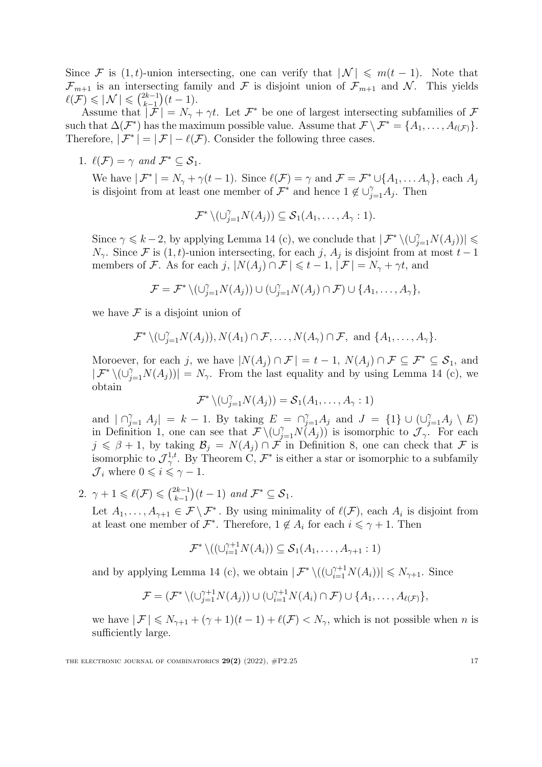Since $\mathcal{F}$ is $(1,t)$-union intersecting, one can verify that $|\mathcal{N}| \leqslant m(t-1)$. Note that $\mathcal{F}_{m+1}$ is an intersecting family and $\mathcal{F}$ is disjoint union of $\mathcal{F}_{m+1}$ and $\mathcal{N}$. This yields $\ell(\mathcal{F}) \leqslant |\mathcal{N}| \leqslant \binom{2k-1}{k-1}(t-1)$.

Assume that $|\mathcal{F}| = N_\gamma + \gamma t$. Let $\mathcal{F}^*$ be one of largest intersecting subfamilies of $\mathcal{F}$ such that $\Delta(\mathcal{F}^*)$ has the maximum possible value. Assume that $\mathcal{F} \setminus \mathcal{F}^* = \{A_1, \ldots, A_{\ell(\mathcal{F})}\}$. Therefore, $|\mathcal{F}^*| = |\mathcal{F}| - \ell(\mathcal{F})$. Consider the following three cases.

1. *$\ell(\mathcal{F}) = \gamma$ and $\mathcal{F}^* \subseteq \mathcal{S}_1$.*

   We have $|\mathcal{F}^*| = N_\gamma + \gamma(t-1)$. Since $\ell(\mathcal{F}) = \gamma$ and $\mathcal{F} = \mathcal{F}^* \cup \{A_1, \ldots A_\gamma\}$, each $A_j$ is disjoint from at least one member of $\mathcal{F}^*$ and hence $1 \notin \cup_{j=1}^{\gamma} A_j$. Then

   $$\mathcal{F}^* \setminus (\cup_{j=1}^{\gamma} N(A_j)) \subseteq \mathcal{S}_1(A_1, \ldots, A_\gamma : 1).$$

   Since $\gamma \leqslant k-2$, by applying Lemma 14 (c), we conclude that $|\mathcal{F}^* \setminus (\cup_{j=1}^{\gamma} N(A_j))| \leqslant N_\gamma$. Since $\mathcal{F}$ is $(1,t)$-union intersecting, for each $j$, $A_j$ is disjoint from at most $t-1$ members of $\mathcal{F}$. As for each $j$, $|N(A_j) \cap \mathcal{F}| \leqslant t-1$, $|\mathcal{F}| = N_\gamma + \gamma t$, and

   $$\mathcal{F} = \mathcal{F}^* \setminus (\cup_{j=1}^{\gamma} N(A_j)) \cup (\cup_{j=1}^{\gamma} N(A_j) \cap \mathcal{F}) \cup \{A_1, \ldots, A_\gamma\},$$

   we have $\mathcal{F}$ is a disjoint union of

   $$\mathcal{F}^* \setminus (\cup_{j=1}^{\gamma} N(A_j)), N(A_1) \cap \mathcal{F}, \ldots, N(A_\gamma) \cap \mathcal{F}, \text{ and } \{A_1, \ldots, A_\gamma\}.$$

   Moroever, for each $j$, we have $|N(A_j) \cap \mathcal{F}| = t-1$, $N(A_j) \cap \mathcal{F} \subseteq \mathcal{F}^* \subseteq \mathcal{S}_1$, and $|\mathcal{F}^* \setminus (\cup_{j=1}^{\gamma} N(A_j))| = N_\gamma$. From the last equality and by using Lemma 14 (c), we obtain

   $$\mathcal{F}^* \setminus (\cup_{j=1}^{\gamma} N(A_j)) = \mathcal{S}_1(A_1, \ldots, A_\gamma : 1)$$

   and $|\cap_{j=1}^{\gamma} A_j| = k-1$. By taking $E = \cap_{j=1}^{\gamma} A_j$ and $J = \{1\} \cup (\cup_{j=1}^{\gamma} A_j \setminus E)$ in Definition 1, one can see that $\mathcal{F} \setminus (\cup_{j=1}^{\gamma} N(A_j))$ is isomorphic to $\mathcal{J}_\gamma$. For each $j \leqslant \beta + 1$, by taking $\mathcal{B}_j = N(A_j) \cap \mathcal{F}$ in Definition 8, one can check that $\mathcal{F}$ is isomorphic to $\mathcal{J}_\gamma^{1,t}$. By Theorem C, $\mathcal{F}^*$ is either a star or isomorphic to a subfamily $\mathcal{J}_i$ where $0 \leqslant i \leqslant \gamma - 1$.

2. *$\gamma + 1 \leqslant \ell(\mathcal{F}) \leqslant \binom{2k-1}{k-1}(t-1)$ and $\mathcal{F}^* \subseteq \mathcal{S}_1$.*

   Let $A_1, \ldots, A_{\gamma+1} \in \mathcal{F} \setminus \mathcal{F}^*$. By using minimality of $\ell(\mathcal{F})$, each $A_i$ is disjoint from at least one member of $\mathcal{F}^*$. Therefore, $1 \notin A_i$ for each $i \leqslant \gamma + 1$. Then

   $$\mathcal{F}^* \setminus ((\cup_{i=1}^{\gamma+1} N(A_i)) \subseteq \mathcal{S}_1(A_1, \ldots, A_{\gamma+1} : 1)$$

   and by applying Lemma 14 (c), we obtain $|\mathcal{F}^* \setminus ((\cup_{i=1}^{\gamma+1} N(A_i))| \leqslant N_{\gamma+1}$. Since

   $$\mathcal{F} = (\mathcal{F}^* \setminus (\cup_{j=1}^{\gamma+1} N(A_j)) \cup (\cup_{i=1}^{\gamma+1} N(A_i) \cap \mathcal{F}) \cup \{A_1, \ldots, A_{\ell(\mathcal{F})}\},$$

   we have $|\mathcal{F}| \leqslant N_{\gamma+1} + (\gamma+1)(t-1) + \ell(\mathcal{F}) < N_\gamma$, which is not possible when $n$ is sufficiently large.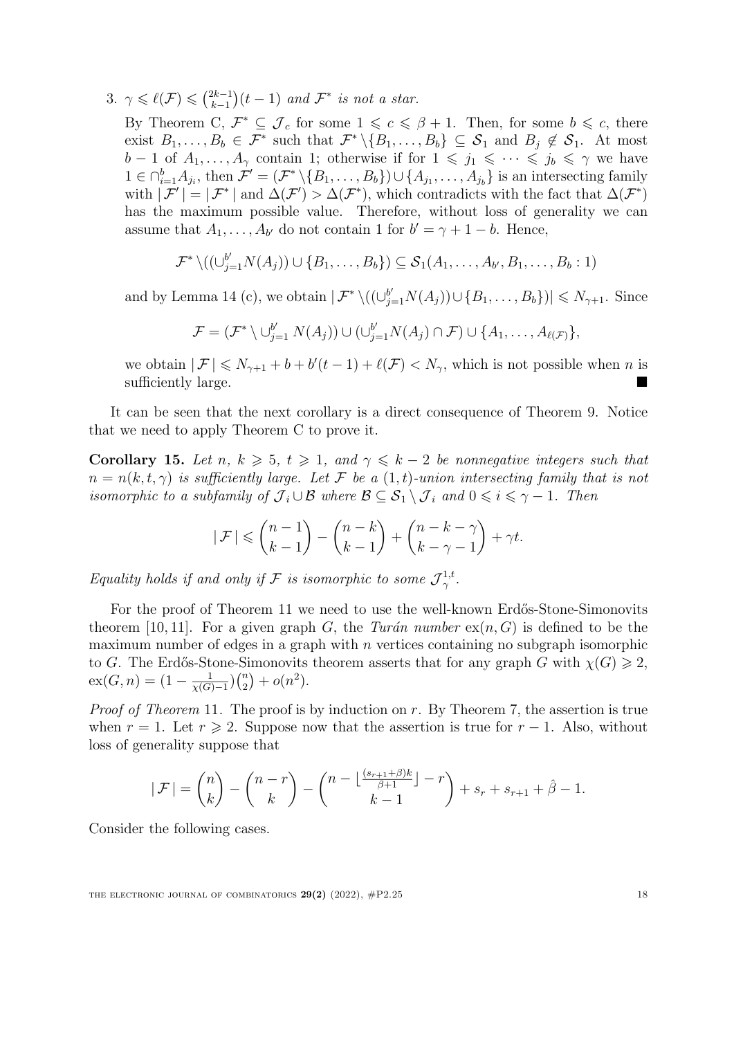3. $\gamma \leqslant \ell(\mathcal{F}) \leqslant \binom{2k-1}{k-1}(t-1)$ *and* $\mathcal{F}^*$ *is not a star.*

   By Theorem C, $\mathcal{F}^* \subseteq \mathcal{J}_c$ for some $1 \leqslant c \leqslant \beta+1$. Then, for some $b \leqslant c$, there exist $B_1, \ldots, B_b \in \mathcal{F}^*$ such that $\mathcal{F}^* \setminus \{B_1, \ldots, B_b\} \subseteq \mathcal{S}_1$ and $B_j \notin \mathcal{S}_1$. At most $b-1$ of $A_1, \ldots, A_\gamma$ contain 1; otherwise if for $1 \leqslant j_1 \leqslant \cdots \leqslant j_b \leqslant \gamma$ we have $1 \in \cap_{i=1}^{b} A_{j_i}$, then $\mathcal{F}' = (\mathcal{F}^* \setminus \{B_1, \ldots, B_b\}) \cup \{A_{j_1}, \ldots, A_{j_b}\}$ is an intersecting family with $|\mathcal{F}'| = |\mathcal{F}^*|$ and $\Delta(\mathcal{F}') > \Delta(\mathcal{F}^*)$, which contradicts with the fact that $\Delta(\mathcal{F}^*)$ has the maximum possible value. Therefore, without loss of generality we can assume that $A_1, \ldots, A_{b'}$ do not contain 1 for $b' = \gamma + 1 - b$. Hence,

$$\mathcal{F}^* \setminus ((\cup_{j=1}^{b'} N(A_j)) \cup \{B_1, \ldots, B_b\}) \subseteq \mathcal{S}_1(A_1, \ldots, A_{b'}, B_1, \ldots, B_b : 1)$$

   and by Lemma 14 (c), we obtain $|\mathcal{F}^* \setminus ((\cup_{j=1}^{b'} N(A_j)) \cup \{B_1, \ldots, B_b\})| \leqslant N_{\gamma+1}$. Since

$$\mathcal{F} = (\mathcal{F}^* \setminus \cup_{j=1}^{b'} N(A_j)) \cup (\cup_{j=1}^{b'} N(A_j) \cap \mathcal{F}) \cup \{A_1, \ldots, A_{\ell(\mathcal{F})}\},$$

   we obtain $|\mathcal{F}| \leqslant N_{\gamma+1} + b + b'(t-1) + \ell(\mathcal{F}) < N_\gamma$, which is not possible when $n$ is sufficiently large. ■

It can be seen that the next corollary is a direct consequence of Theorem 9. Notice that we need to apply Theorem C to prove it.

**Corollary 15.** *Let $n$, $k \geqslant 5$, $t \geqslant 1$, and $\gamma \leqslant k-2$ be nonnegative integers such that $n = n(k, t, \gamma)$ is sufficiently large. Let $\mathcal{F}$ be a $(1,t)$-union intersecting family that is not isomorphic to a subfamily of $\mathcal{J}_i \cup \mathcal{B}$ where $\mathcal{B} \subseteq \mathcal{S}_1 \setminus \mathcal{J}_i$ and $0 \leqslant i \leqslant \gamma - 1$. Then*

$$|\mathcal{F}| \leqslant \binom{n-1}{k-1} - \binom{n-k}{k-1} + \binom{n-k-\gamma}{k-\gamma-1} + \gamma t.$$

*Equality holds if and only if $\mathcal{F}$ is isomorphic to some $\mathcal{J}_\gamma^{1,t}$.*

For the proof of Theorem 11 we need to use the well-known Erdős-Stone-Simonovits theorem [10, 11]. For a given graph $G$, the *Turán number* $\mathrm{ex}(n, G)$ is defined to be the maximum number of edges in a graph with $n$ vertices containing no subgraph isomorphic to $G$. The Erdős-Stone-Simonovits theorem asserts that for any graph $G$ with $\chi(G) \geqslant 2$, $\mathrm{ex}(G, n) = (1 - \frac{1}{\chi(G)-1})\binom{n}{2} + o(n^2)$.

*Proof of Theorem* 11. The proof is by induction on $r$. By Theorem 7, the assertion is true when $r = 1$. Let $r \geqslant 2$. Suppose now that the assertion is true for $r-1$. Also, without loss of generality suppose that

$$|\mathcal{F}| = \binom{n}{k} - \binom{n-r}{k} - \binom{n - \lfloor \frac{(s_{r+1}+\beta)k}{\beta+1} \rfloor - r}{k-1} + s_r + s_{r+1} + \hat{\beta} - 1.$$

Consider the following cases.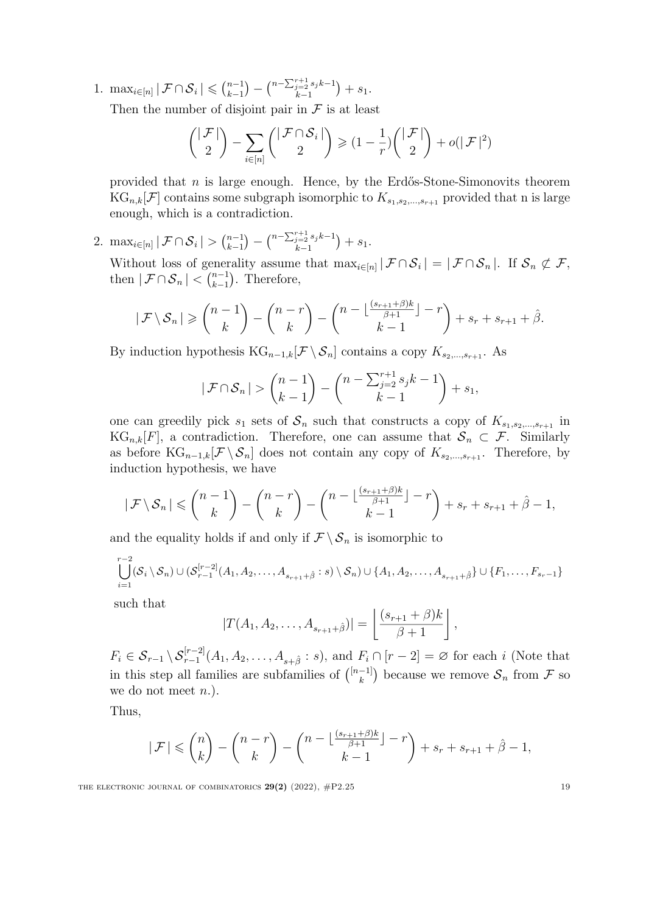1. $\max_{i\in[n]} |\mathcal{F}\cap\mathcal{S}_i| \leqslant \binom{n-1}{k-1} - \binom{n-\sum_{j=2}^{r+1}s_jk-1}{k-1} + s_1$.

   Then the number of disjoint pair in $\mathcal{F}$ is at least

   $$\binom{|\mathcal{F}|}{2} - \sum_{i\in[n]}\binom{|\mathcal{F}\cap\mathcal{S}_i|}{2} \geqslant (1-\frac{1}{r})\binom{|\mathcal{F}|}{2} + o(|\mathcal{F}|^2)$$

   provided that $n$ is large enough. Hence, by the Erdős-Stone-Simonovits theorem $\mathrm{KG}_{n,k}[\mathcal{F}]$ contains some subgraph isomorphic to $K_{s_1,s_2,\ldots,s_{r+1}}$ provided that n is large enough, which is a contradiction.

2. $\max_{i\in[n]} |\mathcal{F}\cap\mathcal{S}_i| > \binom{n-1}{k-1} - \binom{n-\sum_{j=2}^{r+1}s_jk-1}{k-1} + s_1$.

   Without loss of generality assume that $\max_{i\in[n]}|\mathcal{F}\cap\mathcal{S}_i| = |\mathcal{F}\cap\mathcal{S}_n|$. If $\mathcal{S}_n \not\subset \mathcal{F}$, then $|\mathcal{F}\cap\mathcal{S}_n| < \binom{n-1}{k-1}$. Therefore,

   $$|\mathcal{F}\setminus\mathcal{S}_n| \geqslant \binom{n-1}{k} - \binom{n-r}{k} - \binom{n-\lfloor\frac{(s_{r+1}+\beta)k}{\beta+1}\rfloor - r}{k-1} + s_r + s_{r+1} + \hat{\beta}.$$

   By induction hypothesis $\mathrm{KG}_{n-1,k}[\mathcal{F}\setminus\mathcal{S}_n]$ contains a copy $K_{s_2,\ldots,s_{r+1}}$. As

   $$|\mathcal{F}\cap\mathcal{S}_n| > \binom{n-1}{k-1} - \binom{n-\sum_{j=2}^{r+1}s_jk-1}{k-1} + s_1,$$

   one can greedily pick $s_1$ sets of $\mathcal{S}_n$ such that constructs a copy of $K_{s_1,s_2,\ldots,s_{r+1}}$ in $\mathrm{KG}_{n,k}[F]$, a contradiction. Therefore, one can assume that $\mathcal{S}_n \subset \mathcal{F}$. Similarly as before $\mathrm{KG}_{n-1,k}[\mathcal{F}\setminus\mathcal{S}_n]$ does not contain any copy of $K_{s_2,\ldots,s_{r+1}}$. Therefore, by induction hypothesis, we have

   $$|\mathcal{F}\setminus\mathcal{S}_n| \leqslant \binom{n-1}{k} - \binom{n-r}{k} - \binom{n-\lfloor\frac{(s_{r+1}+\beta)k}{\beta+1}\rfloor - r}{k-1} + s_r + s_{r+1} + \hat{\beta} - 1,$$

   and the equality holds if and only if $\mathcal{F}\setminus\mathcal{S}_n$ is isomorphic to

   $$\bigcup_{i=1}^{r-2}(\mathcal{S}_i\setminus\mathcal{S}_n) \cup (\mathcal{S}_{r-1}^{[r-2]}(A_1,A_2,\ldots,A_{s_{r+1}+\hat{\beta}}:s)\setminus\mathcal{S}_n) \cup \{A_1,A_2,\ldots,A_{s_{r+1}+\hat{\beta}}\} \cup \{F_1,\ldots,F_{s_r-1}\}$$

   such that

   $$|T(A_1,A_2,\ldots,A_{s_{r+1}+\hat{\beta}})| = \left\lfloor\frac{(s_{r+1}+\beta)k}{\beta+1}\right\rfloor,$$

   $F_i \in \mathcal{S}_{r-1}\setminus\mathcal{S}_{r-1}^{[r-2]}(A_1,A_2,\ldots,A_{s+\hat{\beta}}:s)$, and $F_i\cap[r-2]=\varnothing$ for each $i$ (Note that in this step all families are subfamilies of $\binom{[n-1]}{k}$ because we remove $\mathcal{S}_n$ from $\mathcal{F}$ so we do not meet $n$.).

   Thus,

   $$|\mathcal{F}| \leqslant \binom{n}{k} - \binom{n-r}{k} - \binom{n-\lfloor\frac{(s_{r+1}+\beta)k}{\beta+1}\rfloor - r}{k-1} + s_r + s_{r+1} + \hat{\beta} - 1,$$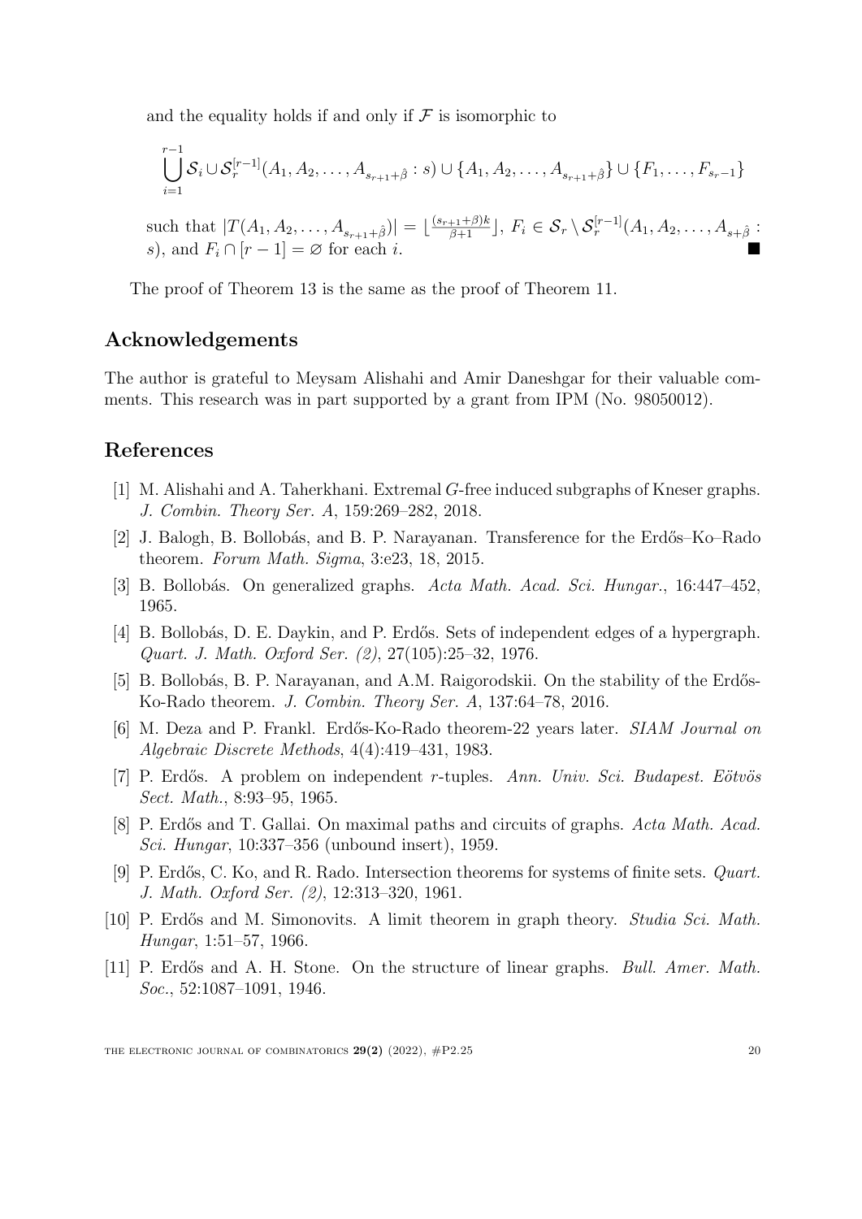and the equality holds if and only if $\mathcal{F}$ is isomorphic to

$$\bigcup_{i=1}^{r-1} \mathcal{S}_i \cup \mathcal{S}_r^{[r-1]}(A_1, A_2, \ldots, A_{s_{r+1}+\hat{\beta}} : s) \cup \{A_1, A_2, \ldots, A_{s_{r+1}+\hat{\beta}}\} \cup \{F_1, \ldots, F_{s_r-1}\}$$

such that $|T(A_1, A_2, \ldots, A_{s_{r+1}+\hat{\beta}})| = \lfloor \frac{(s_{r+1}+\beta)k}{\beta+1} \rfloor$, $F_i \in \mathcal{S}_r \setminus \mathcal{S}_r^{[r-1]}(A_1, A_2, \ldots, A_{s+\hat{\beta}} : s)$, and $F_i \cap [r-1] = \varnothing$ for each $i$. ∎

The proof of Theorem 13 is the same as the proof of Theorem 11.

## Acknowledgements

The author is grateful to Meysam Alishahi and Amir Daneshgar for their valuable comments. This research was in part supported by a grant from IPM (No. 98050012).

## References

[1] M. Alishahi and A. Taherkhani. Extremal $G$-free induced subgraphs of Kneser graphs. *J. Combin. Theory Ser. A*, 159:269–282, 2018.

[2] J. Balogh, B. Bollobás, and B. P. Narayanan. Transference for the Erdős–Ko–Rado theorem. *Forum Math. Sigma*, 3:e23, 18, 2015.

[3] B. Bollobás. On generalized graphs. *Acta Math. Acad. Sci. Hungar.*, 16:447–452, 1965.

[4] B. Bollobás, D. E. Daykin, and P. Erdős. Sets of independent edges of a hypergraph. *Quart. J. Math. Oxford Ser. (2)*, 27(105):25–32, 1976.

[5] B. Bollobás, B. P. Narayanan, and A.M. Raigorodskii. On the stability of the Erdős-Ko-Rado theorem. *J. Combin. Theory Ser. A*, 137:64–78, 2016.

[6] M. Deza and P. Frankl. Erdős-Ko-Rado theorem-22 years later. *SIAM Journal on Algebraic Discrete Methods*, 4(4):419–431, 1983.

[7] P. Erdős. A problem on independent $r$-tuples. *Ann. Univ. Sci. Budapest. Eötvös Sect. Math.*, 8:93–95, 1965.

[8] P. Erdős and T. Gallai. On maximal paths and circuits of graphs. *Acta Math. Acad. Sci. Hungar*, 10:337–356 (unbound insert), 1959.

[9] P. Erdős, C. Ko, and R. Rado. Intersection theorems for systems of finite sets. *Quart. J. Math. Oxford Ser. (2)*, 12:313–320, 1961.

[10] P. Erdős and M. Simonovits. A limit theorem in graph theory. *Studia Sci. Math. Hungar*, 1:51–57, 1966.

[11] P. Erdős and A. H. Stone. On the structure of linear graphs. *Bull. Amer. Math. Soc.*, 52:1087–1091, 1946.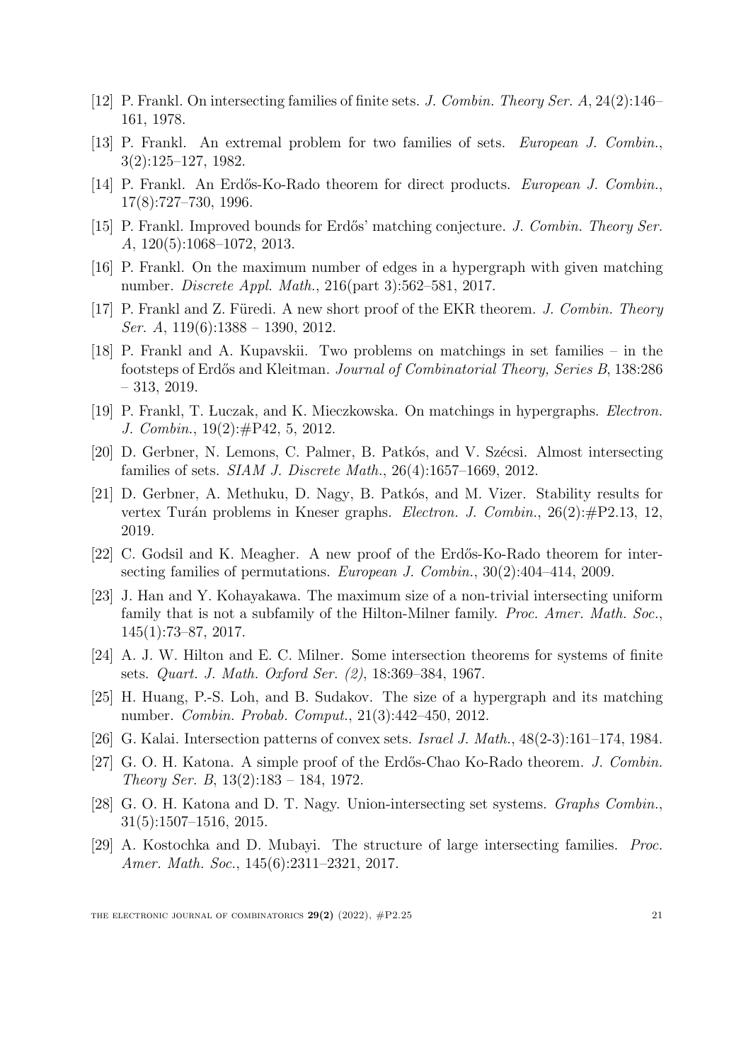[12] P. Frankl. On intersecting families of finite sets. *J. Combin. Theory Ser. A*, 24(2):146–161, 1978.

[13] P. Frankl. An extremal problem for two families of sets. *European J. Combin.*, 3(2):125–127, 1982.

[14] P. Frankl. An Erdős-Ko-Rado theorem for direct products. *European J. Combin.*, 17(8):727–730, 1996.

[15] P. Frankl. Improved bounds for Erdős' matching conjecture. *J. Combin. Theory Ser. A*, 120(5):1068–1072, 2013.

[16] P. Frankl. On the maximum number of edges in a hypergraph with given matching number. *Discrete Appl. Math.*, 216(part 3):562–581, 2017.

[17] P. Frankl and Z. Füredi. A new short proof of the EKR theorem. *J. Combin. Theory Ser. A*, 119(6):1388 – 1390, 2012.

[18] P. Frankl and A. Kupavskii. Two problems on matchings in set families – in the footsteps of Erdős and Kleitman. *Journal of Combinatorial Theory, Series B*, 138:286 – 313, 2019.

[19] P. Frankl, T. Łuczak, and K. Mieczkowska. On matchings in hypergraphs. *Electron. J. Combin.*, 19(2):#P42, 5, 2012.

[20] D. Gerbner, N. Lemons, C. Palmer, B. Patkós, and V. Szécsi. Almost intersecting families of sets. *SIAM J. Discrete Math.*, 26(4):1657–1669, 2012.

[21] D. Gerbner, A. Methuku, D. Nagy, B. Patkós, and M. Vizer. Stability results for vertex Turán problems in Kneser graphs. *Electron. J. Combin.*, 26(2):#P2.13, 12, 2019.

[22] C. Godsil and K. Meagher. A new proof of the Erdős-Ko-Rado theorem for intersecting families of permutations. *European J. Combin.*, 30(2):404–414, 2009.

[23] J. Han and Y. Kohayakawa. The maximum size of a non-trivial intersecting uniform family that is not a subfamily of the Hilton-Milner family. *Proc. Amer. Math. Soc.*, 145(1):73–87, 2017.

[24] A. J. W. Hilton and E. C. Milner. Some intersection theorems for systems of finite sets. *Quart. J. Math. Oxford Ser. (2)*, 18:369–384, 1967.

[25] H. Huang, P.-S. Loh, and B. Sudakov. The size of a hypergraph and its matching number. *Combin. Probab. Comput.*, 21(3):442–450, 2012.

[26] G. Kalai. Intersection patterns of convex sets. *Israel J. Math.*, 48(2-3):161–174, 1984.

[27] G. O. H. Katona. A simple proof of the Erdős-Chao Ko-Rado theorem. *J. Combin. Theory Ser. B*, 13(2):183 – 184, 1972.

[28] G. O. H. Katona and D. T. Nagy. Union-intersecting set systems. *Graphs Combin.*, 31(5):1507–1516, 2015.

[29] A. Kostochka and D. Mubayi. The structure of large intersecting families. *Proc. Amer. Math. Soc.*, 145(6):2311–2321, 2017.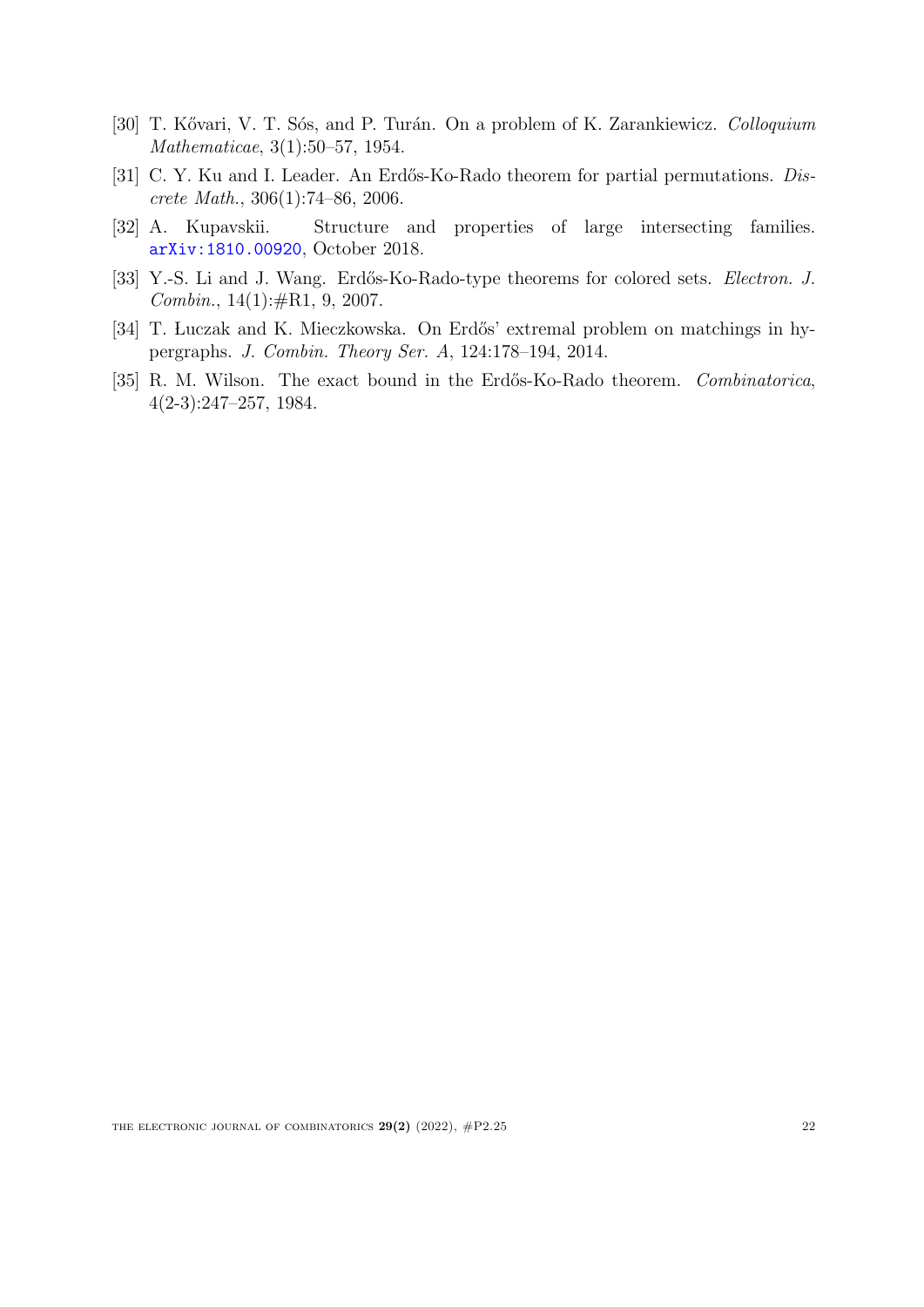[30] T. Kővari, V. T. Sós, and P. Turán. On a problem of K. Zarankiewicz. *Colloquium Mathematicae*, 3(1):50–57, 1954.

[31] C. Y. Ku and I. Leader. An Erdős-Ko-Rado theorem for partial permutations. *Discrete Math.*, 306(1):74–86, 2006.

[32] A. Kupavskii. Structure and properties of large intersecting families. arXiv:1810.00920, October 2018.

[33] Y.-S. Li and J. Wang. Erdős-Ko-Rado-type theorems for colored sets. *Electron. J. Combin.*, 14(1):#R1, 9, 2007.

[34] T. Łuczak and K. Mieczkowska. On Erdős' extremal problem on matchings in hypergraphs. *J. Combin. Theory Ser. A*, 124:178–194, 2014.

[35] R. M. Wilson. The exact bound in the Erdős-Ko-Rado theorem. *Combinatorica*, 4(2-3):247–257, 1984.